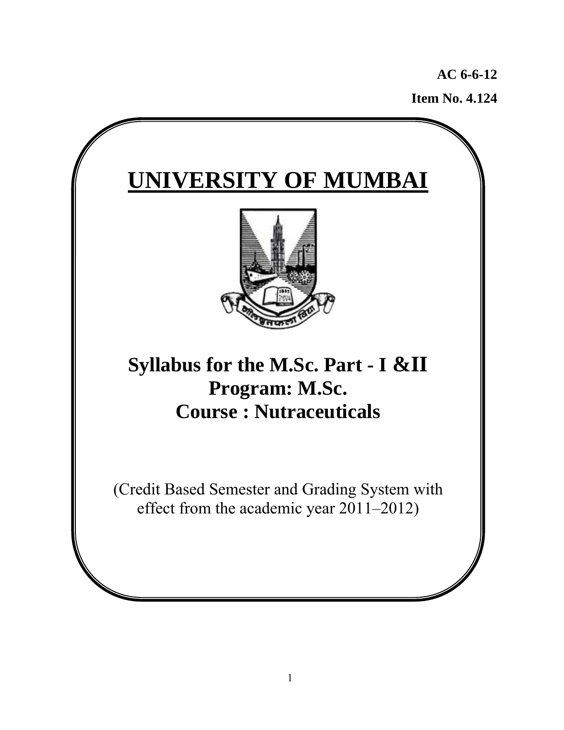**AC 6-6-12**

**Item No. 4.124**

# UNIVERSITY OF MUMBAI

## Syllabus for the M.Sc. Part - I &II
## Program: M.Sc.
## Course : Nutraceuticals

(Credit Based Semester and Grading System with effect from the academic year 2011–2012)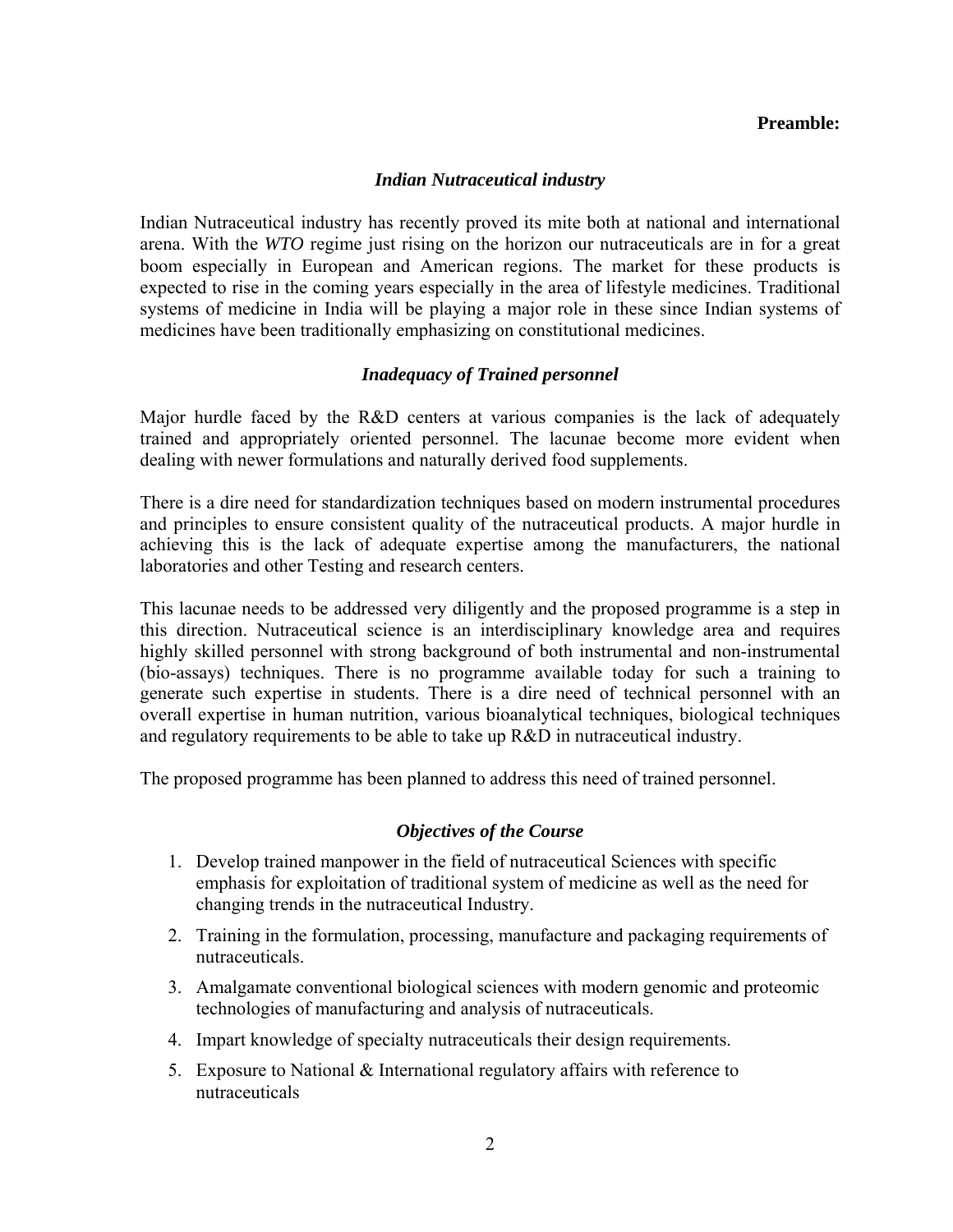**Preamble:**

### *Indian Nutraceutical industry*

Indian Nutraceutical industry has recently proved its mite both at national and international arena. With the *WTO* regime just rising on the horizon our nutraceuticals are in for a great boom especially in European and American regions. The market for these products is expected to rise in the coming years especially in the area of lifestyle medicines. Traditional systems of medicine in India will be playing a major role in these since Indian systems of medicines have been traditionally emphasizing on constitutional medicines.

### *Inadequacy of Trained personnel*

Major hurdle faced by the R&D centers at various companies is the lack of adequately trained and appropriately oriented personnel. The lacunae become more evident when dealing with newer formulations and naturally derived food supplements.

There is a dire need for standardization techniques based on modern instrumental procedures and principles to ensure consistent quality of the nutraceutical products. A major hurdle in achieving this is the lack of adequate expertise among the manufacturers, the national laboratories and other Testing and research centers.

This lacunae needs to be addressed very diligently and the proposed programme is a step in this direction. Nutraceutical science is an interdisciplinary knowledge area and requires highly skilled personnel with strong background of both instrumental and non-instrumental (bio-assays) techniques. There is no programme available today for such a training to generate such expertise in students. There is a dire need of technical personnel with an overall expertise in human nutrition, various bioanalytical techniques, biological techniques and regulatory requirements to be able to take up R&D in nutraceutical industry.

The proposed programme has been planned to address this need of trained personnel.

### *Objectives of the Course*

1. Develop trained manpower in the field of nutraceutical Sciences with specific emphasis for exploitation of traditional system of medicine as well as the need for changing trends in the nutraceutical Industry.
2. Training in the formulation, processing, manufacture and packaging requirements of nutraceuticals.
3. Amalgamate conventional biological sciences with modern genomic and proteomic technologies of manufacturing and analysis of nutraceuticals.
4. Impart knowledge of specialty nutraceuticals their design requirements.
5. Exposure to National & International regulatory affairs with reference to nutraceuticals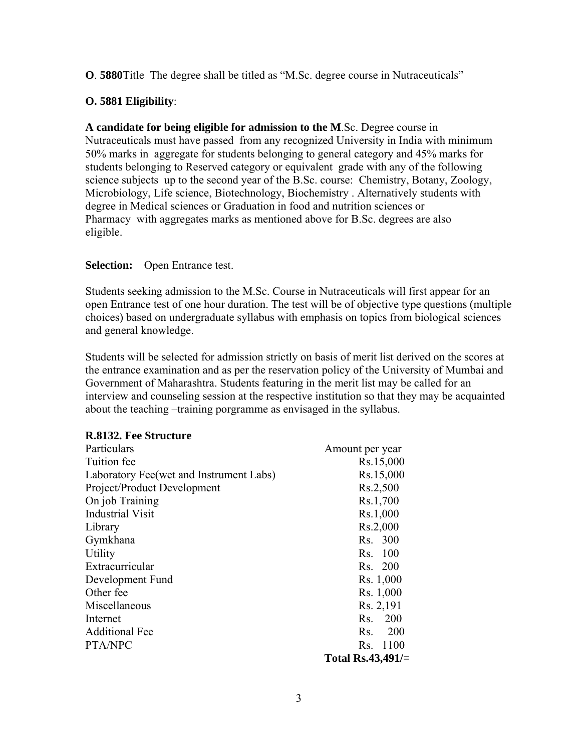**O**. **5880**Title The degree shall be titled as "M.Sc. degree course in Nutraceuticals"

**O. 5881 Eligibility**:

**A candidate for being eligible for admission to the M**.Sc. Degree course in Nutraceuticals must have passed from any recognized University in India with minimum 50% marks in aggregate for students belonging to general category and 45% marks for students belonging to Reserved category or equivalent grade with any of the following science subjects up to the second year of the B.Sc. course: Chemistry, Botany, Zoology, Microbiology, Life science, Biotechnology, Biochemistry . Alternatively students with degree in Medical sciences or Graduation in food and nutrition sciences or Pharmacy with aggregates marks as mentioned above for B.Sc. degrees are also eligible.

**Selection:** Open Entrance test.

Students seeking admission to the M.Sc. Course in Nutraceuticals will first appear for an open Entrance test of one hour duration. The test will be of objective type questions (multiple choices) based on undergraduate syllabus with emphasis on topics from biological sciences and general knowledge.

Students will be selected for admission strictly on basis of merit list derived on the scores at the entrance examination and as per the reservation policy of the University of Mumbai and Government of Maharashtra. Students featuring in the merit list may be called for an interview and counseling session at the respective institution so that they may be acquainted about the teaching –training porgramme as envisaged in the syllabus.

**R.8132. Fee Structure**

| Particulars | Amount per year |
|---|---|
| Tuition fee | Rs.15,000 |
| Laboratory Fee(wet and Instrument Labs) | Rs.15,000 |
| Project/Product Development | Rs.2,500 |
| On job Training | Rs.1,700 |
| Industrial Visit | Rs.1,000 |
| Library | Rs.2,000 |
| Gymkhana | Rs. 300 |
| Utility | Rs. 100 |
| Extracurricular | Rs. 200 |
| Development Fund | Rs. 1,000 |
| Other fee | Rs. 1,000 |
| Miscellaneous | Rs. 2,191 |
| Internet | Rs. 200 |
| Additional Fee | Rs. 200 |
| PTA/NPC | Rs. 1100 |
| | **Total Rs.43,491/=** |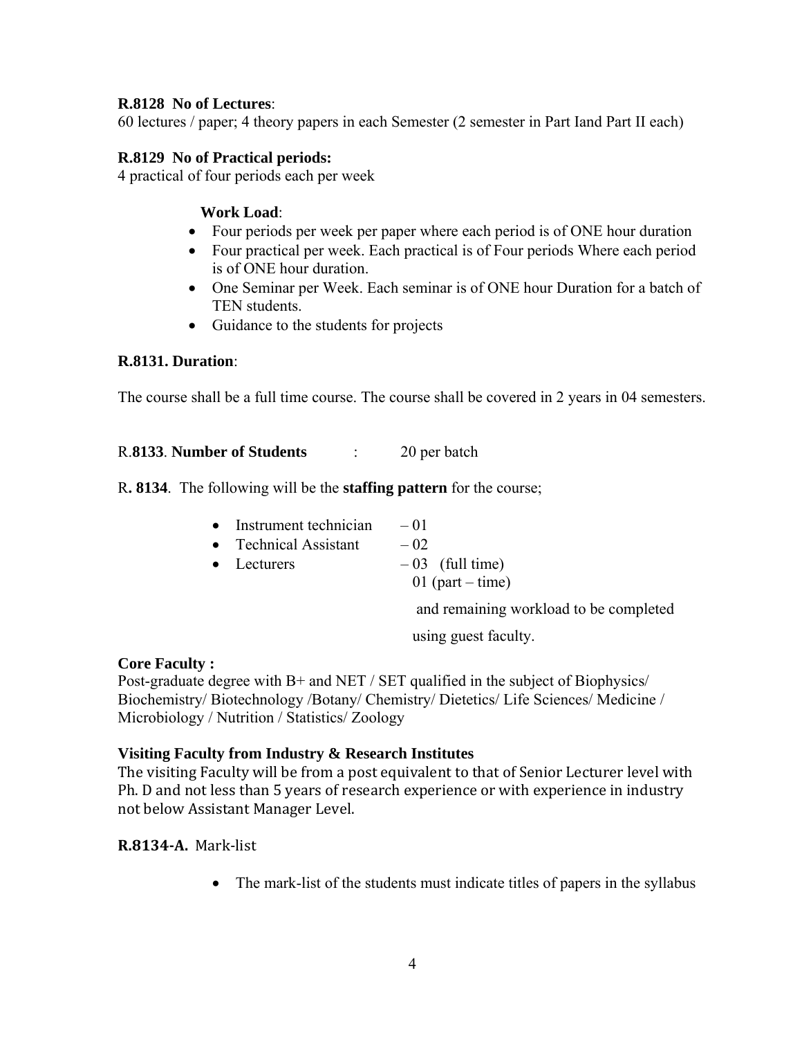**R.8128 No of Lectures**:
60 lectures / paper; 4 theory papers in each Semester (2 semester in Part Iand Part II each)

**R.8129 No of Practical periods:**
4 practical of four periods each per week

**Work Load**:

- Four periods per week per paper where each period is of ONE hour duration
- Four practical per week. Each practical is of Four periods Where each period is of ONE hour duration.
- One Seminar per Week. Each seminar is of ONE hour Duration for a batch of TEN students.
- Guidance to the students for projects

**R.8131. Duration**:

The course shall be a full time course. The course shall be covered in 2 years in 04 semesters.

R.**8133**. **Number of Students** : 20 per batch

R**. 8134**. The following will be the **staffing pattern** for the course;

- Instrument technician – 01
- Technical Assistant – 02
- Lecturers – 03 (full time)
  01 (part – time)
  and remaining workload to be completed using guest faculty.

**Core Faculty :**
Post-graduate degree with B+ and NET / SET qualified in the subject of Biophysics/ Biochemistry/ Biotechnology /Botany/ Chemistry/ Dietetics/ Life Sciences/ Medicine / Microbiology / Nutrition / Statistics/ Zoology

**Visiting Faculty from Industry & Research Institutes**
The visiting Faculty will be from a post equivalent to that of Senior Lecturer level with Ph. D and not less than 5 years of research experience or with experience in industry not below Assistant Manager Level.

**R.8134-A.** Mark-list

- The mark-list of the students must indicate titles of papers in the syllabus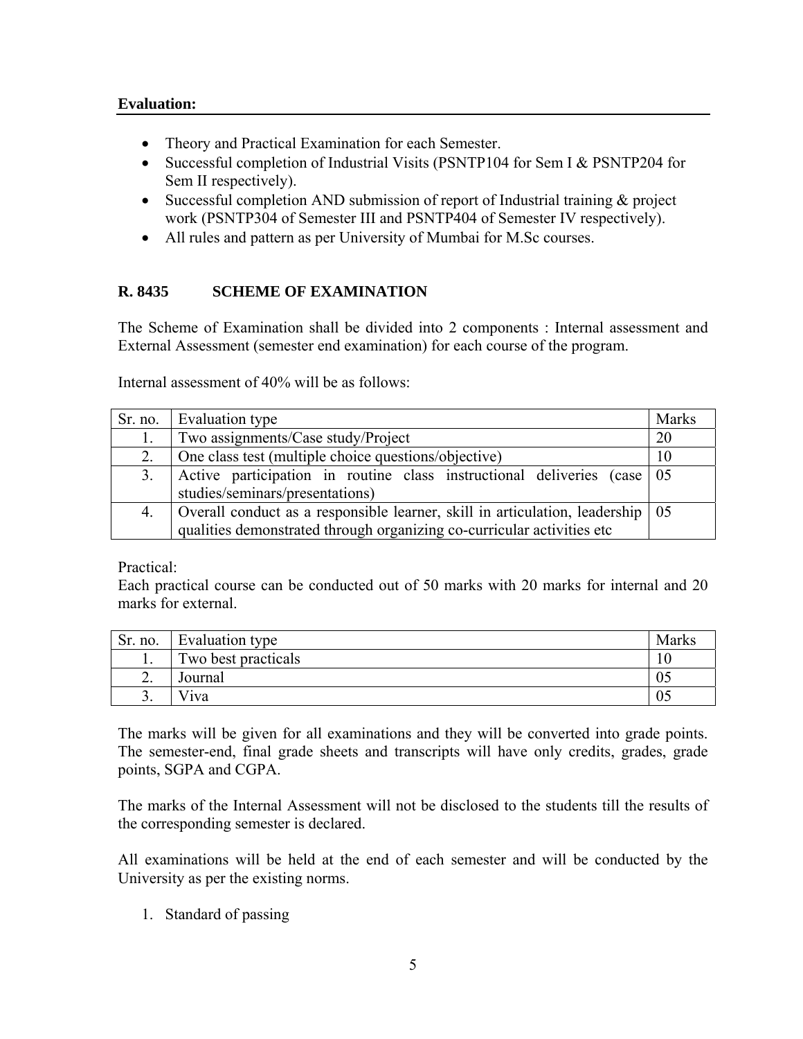**Evaluation:**

- Theory and Practical Examination for each Semester.
- Successful completion of Industrial Visits (PSNTP104 for Sem I & PSNTP204 for Sem II respectively).
- Successful completion AND submission of report of Industrial training & project work (PSNTP304 of Semester III and PSNTP404 of Semester IV respectively).
- All rules and pattern as per University of Mumbai for M.Sc courses.

**R. 8435 SCHEME OF EXAMINATION**

The Scheme of Examination shall be divided into 2 components : Internal assessment and External Assessment (semester end examination) for each course of the program.

Internal assessment of 40% will be as follows:

| Sr. no. | Evaluation type | Marks |
|---|---|---|
| 1. | Two assignments/Case study/Project | 20 |
| 2. | One class test (multiple choice questions/objective) | 10 |
| 3. | Active participation in routine class instructional deliveries (case studies/seminars/presentations) | 05 |
| 4. | Overall conduct as a responsible learner, skill in articulation, leadership qualities demonstrated through organizing co-curricular activities etc | 05 |

Practical:
Each practical course can be conducted out of 50 marks with 20 marks for internal and 20 marks for external.

| Sr. no. | Evaluation type | Marks |
|---|---|---|
| 1. | Two best practicals | 10 |
| 2. | Journal | 05 |
| 3. | Viva | 05 |

The marks will be given for all examinations and they will be converted into grade points. The semester-end, final grade sheets and transcripts will have only credits, grades, grade points, SGPA and CGPA.

The marks of the Internal Assessment will not be disclosed to the students till the results of the corresponding semester is declared.

All examinations will be held at the end of each semester and will be conducted by the University as per the existing norms.

1. Standard of passing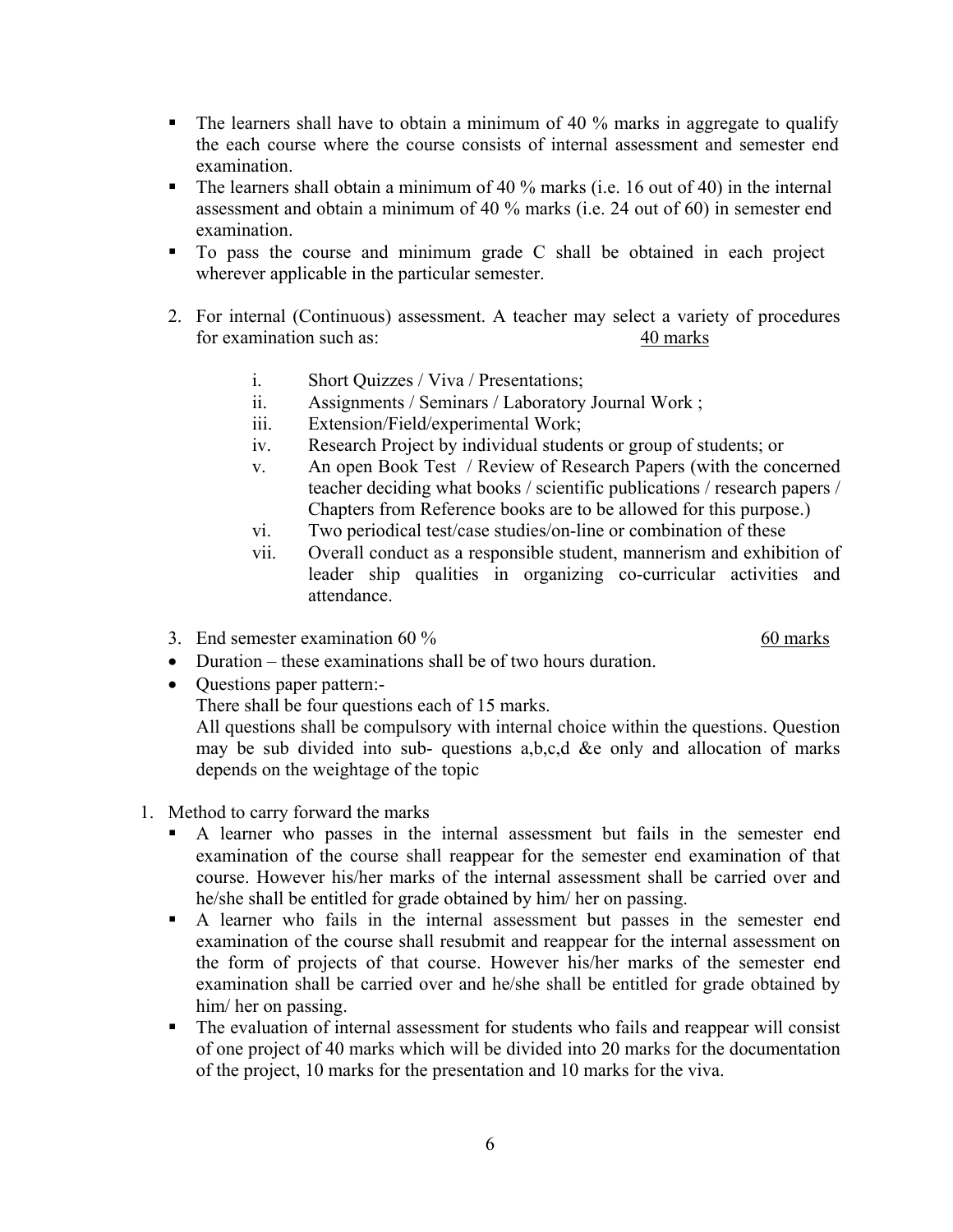- The learners shall have to obtain a minimum of 40 % marks in aggregate to qualify the each course where the course consists of internal assessment and semester end examination.
- The learners shall obtain a minimum of 40 % marks (i.e. 16 out of 40) in the internal assessment and obtain a minimum of 40 % marks (i.e. 24 out of 60) in semester end examination.
- To pass the course and minimum grade C shall be obtained in each project wherever applicable in the particular semester.

2. For internal (Continuous) assessment. A teacher may select a variety of procedures for examination such as: <u>40 marks</u>

    i. Short Quizzes / Viva / Presentations;
    ii. Assignments / Seminars / Laboratory Journal Work ;
    iii. Extension/Field/experimental Work;
    iv. Research Project by individual students or group of students; or
    v. An open Book Test / Review of Research Papers (with the concerned teacher deciding what books / scientific publications / research papers / Chapters from Reference books are to be allowed for this purpose.)
    vi. Two periodical test/case studies/on-line or combination of these
    vii. Overall conduct as a responsible student, mannerism and exhibition of leader ship qualities in organizing co-curricular activities and attendance.

3. End semester examination 60 % <u>60 marks</u>

- Duration – these examinations shall be of two hours duration.
- Questions paper pattern:-
  There shall be four questions each of 15 marks.
  All questions shall be compulsory with internal choice within the questions. Question may be sub divided into sub- questions a,b,c,d &e only and allocation of marks depends on the weightage of the topic

1. Method to carry forward the marks
    - A learner who passes in the internal assessment but fails in the semester end examination of the course shall reappear for the semester end examination of that course. However his/her marks of the internal assessment shall be carried over and he/she shall be entitled for grade obtained by him/ her on passing.
    - A learner who fails in the internal assessment but passes in the semester end examination of the course shall resubmit and reappear for the internal assessment on the form of projects of that course. However his/her marks of the semester end examination shall be carried over and he/she shall be entitled for grade obtained by him/ her on passing.
    - The evaluation of internal assessment for students who fails and reappear will consist of one project of 40 marks which will be divided into 20 marks for the documentation of the project, 10 marks for the presentation and 10 marks for the viva.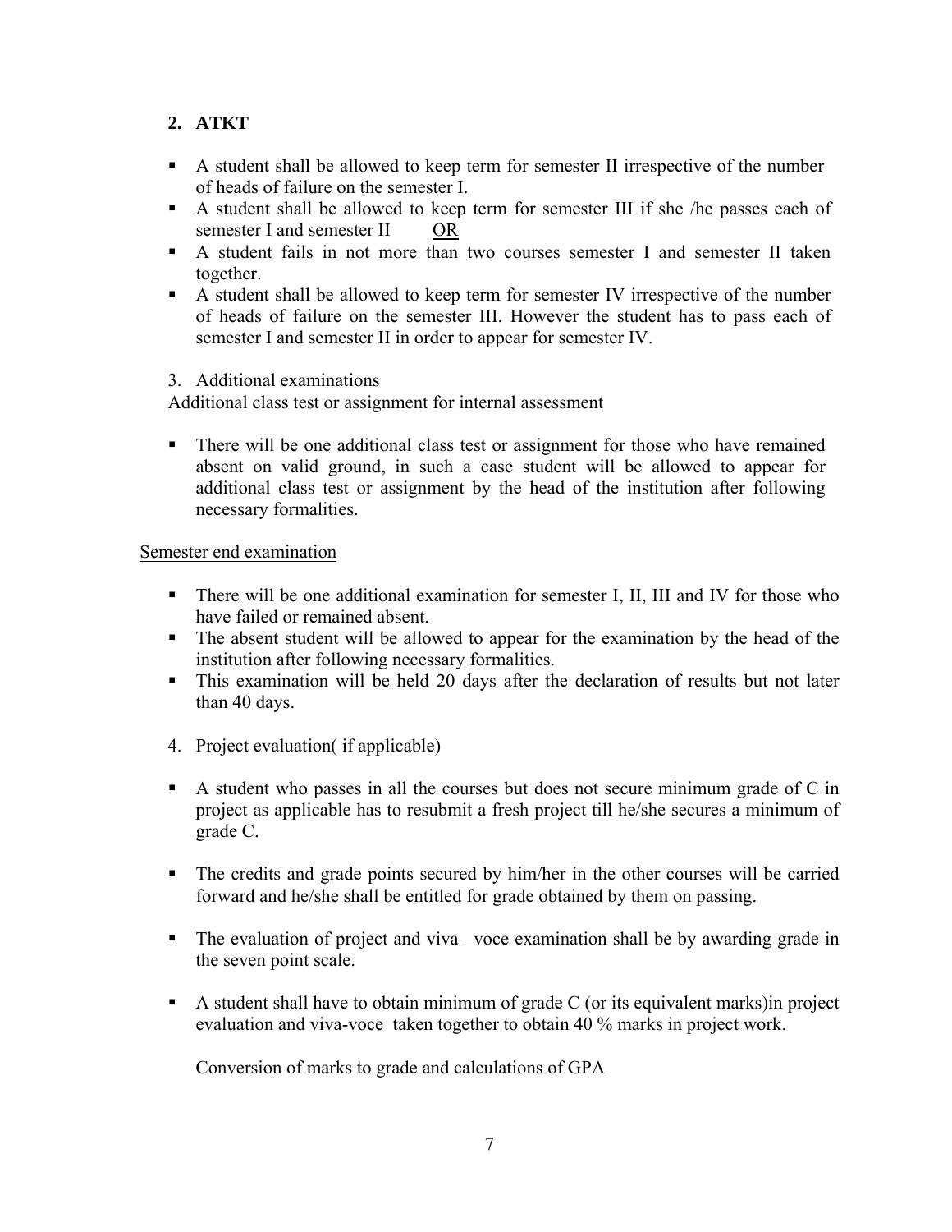## 2. ATKT

- A student shall be allowed to keep term for semester II irrespective of the number of heads of failure on the semester I.
- A student shall be allowed to keep term for semester III if she /he passes each of semester I and semester II <u>OR</u>
- A student fails in not more than two courses semester I and semester II taken together.
- A student shall be allowed to keep term for semester IV irrespective of the number of heads of failure on the semester III. However the student has to pass each of semester I and semester II in order to appear for semester IV.

3. Additional examinations

<u>Additional class test or assignment for internal assessment</u>

- There will be one additional class test or assignment for those who have remained absent on valid ground, in such a case student will be allowed to appear for additional class test or assignment by the head of the institution after following necessary formalities.

<u>Semester end examination</u>

- There will be one additional examination for semester I, II, III and IV for those who have failed or remained absent.
- The absent student will be allowed to appear for the examination by the head of the institution after following necessary formalities.
- This examination will be held 20 days after the declaration of results but not later than 40 days.

4. Project evaluation( if applicable)

- A student who passes in all the courses but does not secure minimum grade of C in project as applicable has to resubmit a fresh project till he/she secures a minimum of grade C.
- The credits and grade points secured by him/her in the other courses will be carried forward and he/she shall be entitled for grade obtained by them on passing.
- The evaluation of project and viva –voce examination shall be by awarding grade in the seven point scale.
- A student shall have to obtain minimum of grade C (or its equivalent marks)in project evaluation and viva-voce taken together to obtain 40 % marks in project work.

Conversion of marks to grade and calculations of GPA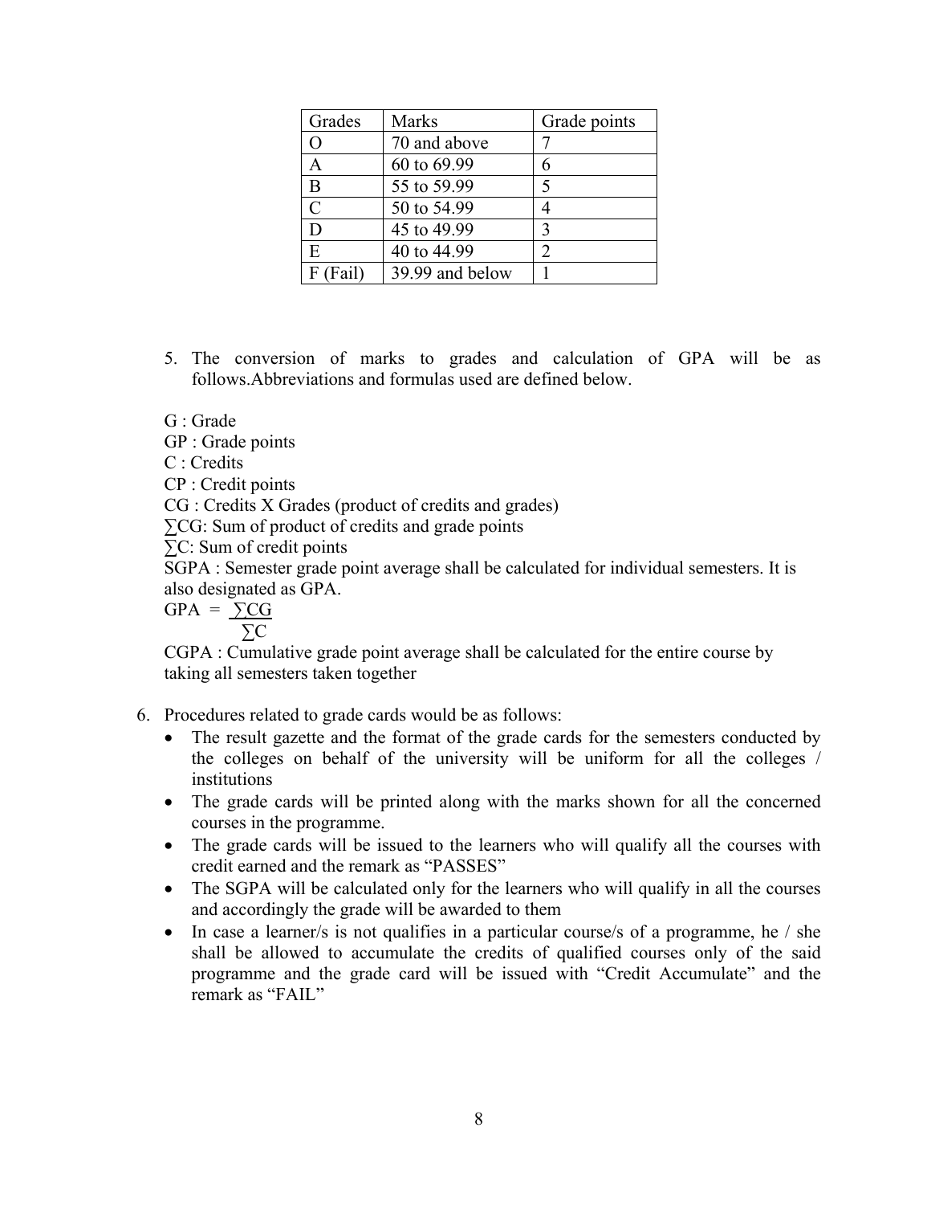| Grades | Marks | Grade points |
|---|---|---|
| O | 70 and above | 7 |
| A | 60 to 69.99 | 6 |
| B | 55 to 59.99 | 5 |
| C | 50 to 54.99 | 4 |
| D | 45 to 49.99 | 3 |
| E | 40 to 44.99 | 2 |
| F (Fail) | 39.99 and below | 1 |

5. The conversion of marks to grades and calculation of GPA will be as follows.Abbreviations and formulas used are defined below.

G : Grade

GP : Grade points

C : Credits

CP : Credit points

CG : Credits X Grades (product of credits and grades)

∑CG: Sum of product of credits and grade points

∑C: Sum of credit points

SGPA : Semester grade point average shall be calculated for individual semesters. It is also designated as GPA.

$$GPA = \frac{\sum CG}{\sum C}$$

CGPA : Cumulative grade point average shall be calculated for the entire course by taking all semesters taken together

6. Procedures related to grade cards would be as follows:
   - The result gazette and the format of the grade cards for the semesters conducted by the colleges on behalf of the university will be uniform for all the colleges / institutions
   - The grade cards will be printed along with the marks shown for all the concerned courses in the programme.
   - The grade cards will be issued to the learners who will qualify all the courses with credit earned and the remark as "PASSES"
   - The SGPA will be calculated only for the learners who will qualify in all the courses and accordingly the grade will be awarded to them
   - In case a learner/s is not qualifies in a particular course/s of a programme, he / she shall be allowed to accumulate the credits of qualified courses only of the said programme and the grade card will be issued with "Credit Accumulate" and the remark as "FAIL"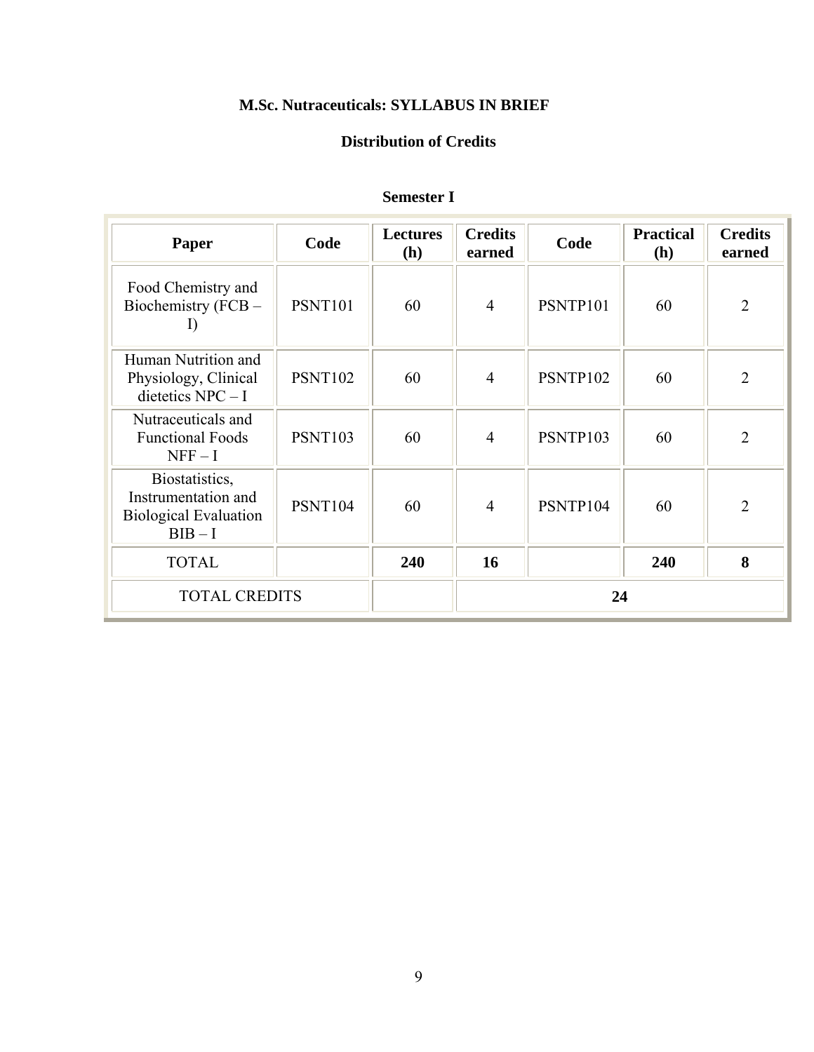# M.Sc. Nutraceuticals: SYLLABUS IN BRIEF

## Distribution of Credits

### Semester I

| Paper | Code | Lectures (h) | Credits earned | Code | Practical (h) | Credits earned |
|---|---|---|---|---|---|---|
| Food Chemistry and Biochemistry (FCB – I) | PSNT101 | 60 | 4 | PSNTP101 | 60 | 2 |
| Human Nutrition and Physiology, Clinical dietetics NPC – I | PSNT102 | 60 | 4 | PSNTP102 | 60 | 2 |
| Nutraceuticals and Functional Foods NFF – I | PSNT103 | 60 | 4 | PSNTP103 | 60 | 2 |
| Biostatistics, Instrumentation and Biological Evaluation BIB – I | PSNT104 | 60 | 4 | PSNTP104 | 60 | 2 |
| TOTAL | | **240** | **16** | | **240** | **8** |
| TOTAL CREDITS | | | **24** | | | |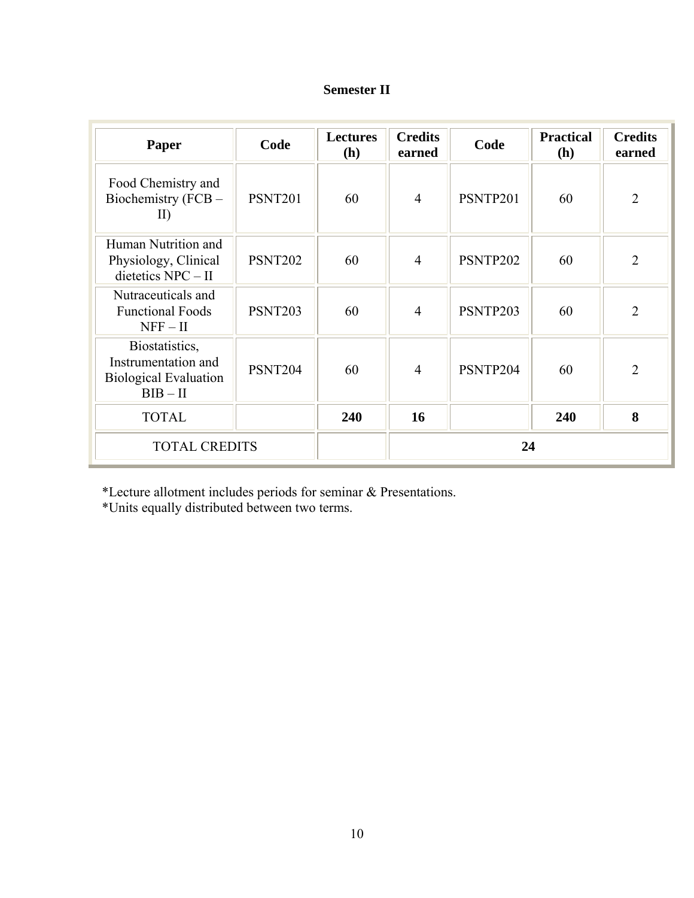**Semester II**

| Paper | Code | Lectures (h) | Credits earned | Code | Practical (h) | Credits earned |
|---|---|---|---|---|---|---|
| Food Chemistry and Biochemistry (FCB – II) | PSNT201 | 60 | 4 | PSNTP201 | 60 | 2 |
| Human Nutrition and Physiology, Clinical dietetics NPC – II | PSNT202 | 60 | 4 | PSNTP202 | 60 | 2 |
| Nutraceuticals and Functional Foods NFF – II | PSNT203 | 60 | 4 | PSNTP203 | 60 | 2 |
| Biostatistics, Instrumentation and Biological Evaluation BIB – II | PSNT204 | 60 | 4 | PSNTP204 | 60 | 2 |
| TOTAL | | **240** | **16** | | **240** | **8** |
| TOTAL CREDITS | | | **24** | | | |

*Lecture allotment includes periods for seminar & Presentations.
*Units equally distributed between two terms.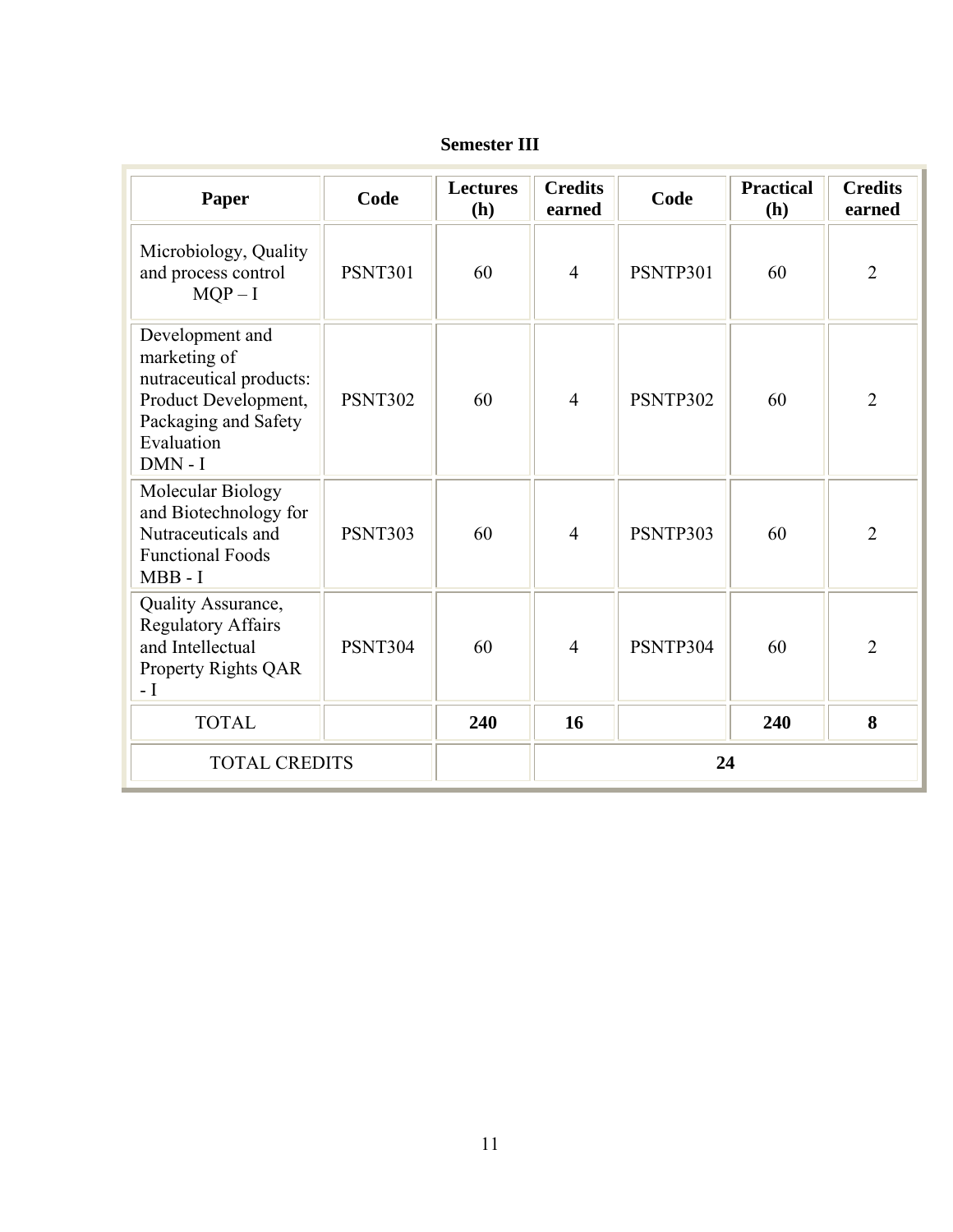**Semester III**

| Paper | Code | Lectures (h) | Credits earned | Code | Practical (h) | Credits earned |
|---|---|---|---|---|---|---|
| Microbiology, Quality and process control MQP – I | PSNT301 | 60 | 4 | PSNTP301 | 60 | 2 |
| Development and marketing of nutraceutical products: Product Development, Packaging and Safety Evaluation DMN - I | PSNT302 | 60 | 4 | PSNTP302 | 60 | 2 |
| Molecular Biology and Biotechnology for Nutraceuticals and Functional Foods MBB - I | PSNT303 | 60 | 4 | PSNTP303 | 60 | 2 |
| Quality Assurance, Regulatory Affairs and Intellectual Property Rights QAR - I | PSNT304 | 60 | 4 | PSNTP304 | 60 | 2 |
| TOTAL | | **240** | **16** | | **240** | **8** |
| TOTAL CREDITS | | | **24** | | | |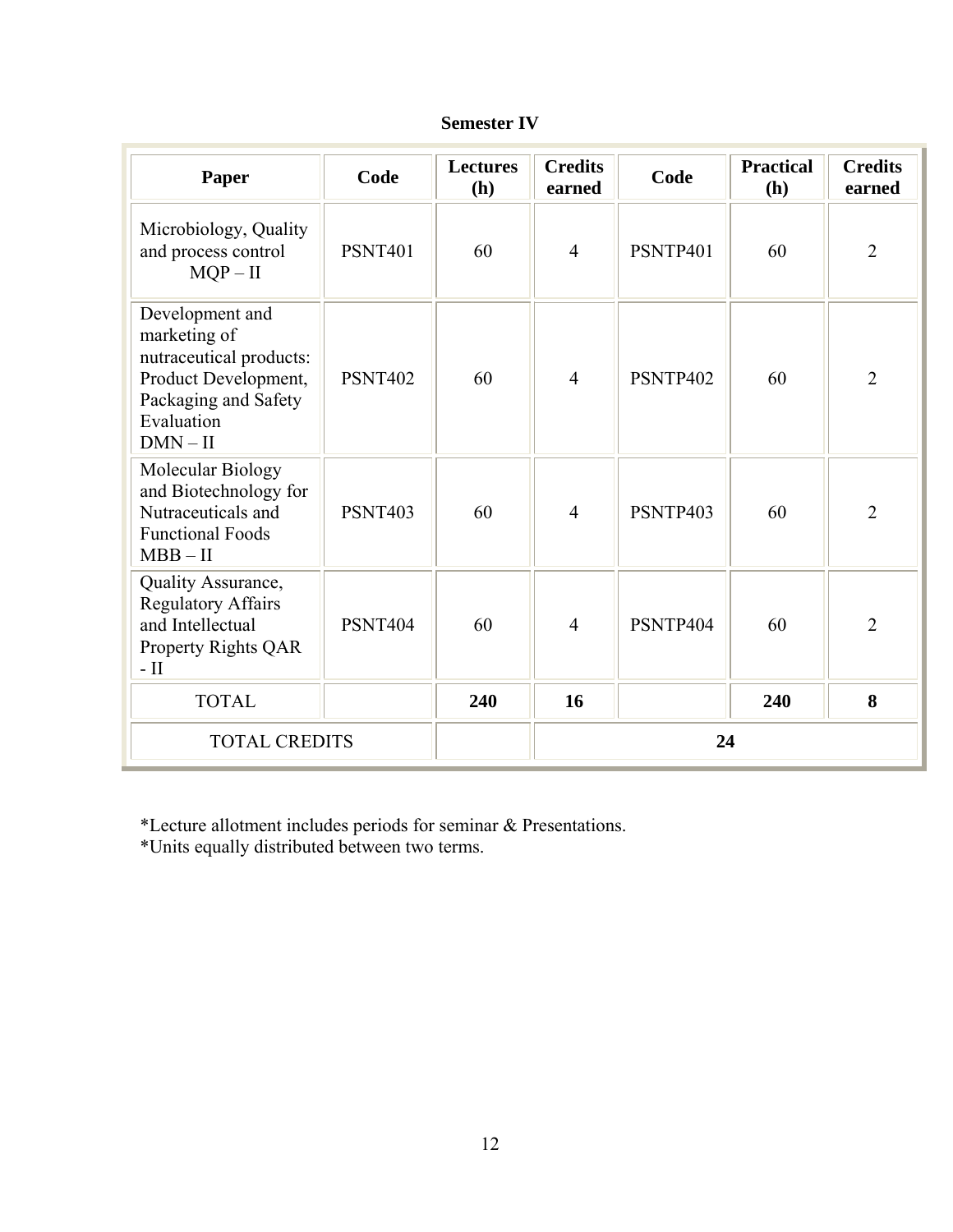**Semester IV**

| Paper | Code | Lectures (h) | Credits earned | Code | Practical (h) | Credits earned |
|---|---|---|---|---|---|---|
| Microbiology, Quality and process control MQP – II | PSNT401 | 60 | 4 | PSNTP401 | 60 | 2 |
| Development and marketing of nutraceutical products: Product Development, Packaging and Safety Evaluation DMN – II | PSNT402 | 60 | 4 | PSNTP402 | 60 | 2 |
| Molecular Biology and Biotechnology for Nutraceuticals and Functional Foods MBB – II | PSNT403 | 60 | 4 | PSNTP403 | 60 | 2 |
| Quality Assurance, Regulatory Affairs and Intellectual Property Rights QAR - II | PSNT404 | 60 | 4 | PSNTP404 | 60 | 2 |
| TOTAL | | **240** | **16** | | **240** | **8** |
| TOTAL CREDITS | | | **24** | | | |

*Lecture allotment includes periods for seminar & Presentations.
*Units equally distributed between two terms.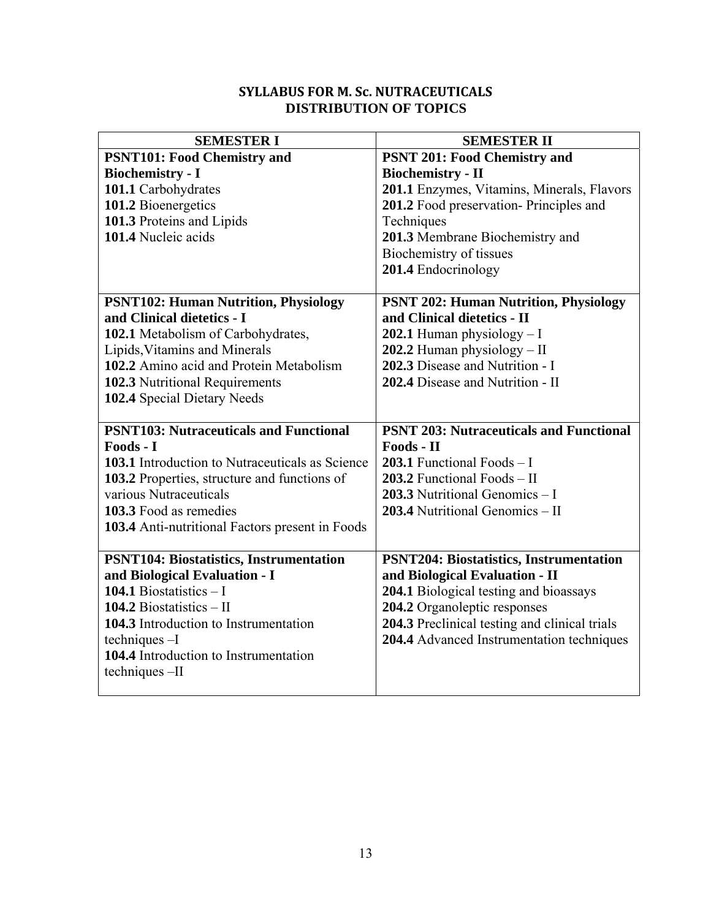# SYLLABUS FOR M. Sc. NUTRACEUTICALS

## DISTRIBUTION OF TOPICS

| SEMESTER I | SEMESTER II |
|---|---|
| **PSNT101: Food Chemistry and Biochemistry - I**<br>**101.1** Carbohydrates<br>**101.2** Bioenergetics<br>**101.3** Proteins and Lipids<br>**101.4** Nucleic acids | **PSNT 201: Food Chemistry and Biochemistry - II**<br>**201.1** Enzymes, Vitamins, Minerals, Flavors<br>**201.2** Food preservation- Principles and Techniques<br>**201.3** Membrane Biochemistry and Biochemistry of tissues<br>**201.4** Endocrinology |
| **PSNT102: Human Nutrition, Physiology and Clinical dietetics - I**<br>**102.1** Metabolism of Carbohydrates, Lipids,Vitamins and Minerals<br>**102.2** Amino acid and Protein Metabolism<br>**102.3** Nutritional Requirements<br>**102.4** Special Dietary Needs | **PSNT 202: Human Nutrition, Physiology and Clinical dietetics - II**<br>**202.1** Human physiology – I<br>**202.2** Human physiology – II<br>**202.3** Disease and Nutrition - I<br>**202.4** Disease and Nutrition - II |
| **PSNT103: Nutraceuticals and Functional Foods - I**<br>**103.1** Introduction to Nutraceuticals as Science<br>**103.2** Properties, structure and functions of various Nutraceuticals<br>**103.3** Food as remedies<br>**103.4** Anti-nutritional Factors present in Foods | **PSNT 203: Nutraceuticals and Functional Foods - II**<br>**203.1** Functional Foods – I<br>**203.2** Functional Foods – II<br>**203.3** Nutritional Genomics – I<br>**203.4** Nutritional Genomics – II |
| **PSNT104: Biostatistics, Instrumentation and Biological Evaluation - I**<br>**104.1** Biostatistics – I<br>**104.2** Biostatistics – II<br>**104.3** Introduction to Instrumentation techniques –I<br>**104.4** Introduction to Instrumentation techniques –II | **PSNT204: Biostatistics, Instrumentation and Biological Evaluation - II**<br>**204.1** Biological testing and bioassays<br>**204.2** Organoleptic responses<br>**204.3** Preclinical testing and clinical trials<br>**204.4** Advanced Instrumentation techniques |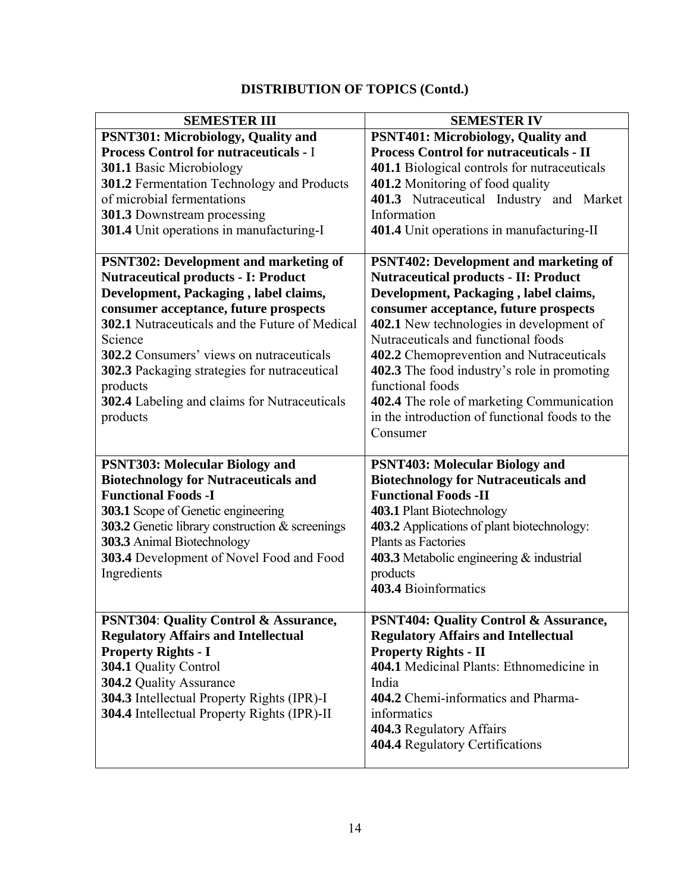# DISTRIBUTION OF TOPICS (Contd.)

| SEMESTER III | SEMESTER IV |
|---|---|
| **PSNT301: Microbiology, Quality and Process Control for nutraceuticals -** I<br>**301.1** Basic Microbiology<br>**301.2** Fermentation Technology and Products of microbial fermentations<br>**301.3** Downstream processing<br>**301.4** Unit operations in manufacturing-I | **PSNT401: Microbiology, Quality and Process Control for nutraceuticals - II**<br>**401.1** Biological controls for nutraceuticals<br>**401.2** Monitoring of food quality<br>**401.3** Nutraceutical Industry and Market Information<br>**401.4** Unit operations in manufacturing-II |
| **PSNT302: Development and marketing of Nutraceutical products - I: Product Development, Packaging , label claims, consumer acceptance, future prospects**<br>**302.1** Nutraceuticals and the Future of Medical Science<br>**302.2** Consumers' views on nutraceuticals<br>**302.3** Packaging strategies for nutraceutical products<br>**302.4** Labeling and claims for Nutraceuticals products | **PSNT402: Development and marketing of Nutraceutical products - II: Product Development, Packaging , label claims, consumer acceptance, future prospects**<br>**402.1** New technologies in development of Nutraceuticals and functional foods<br>**402.2** Chemoprevention and Nutraceuticals<br>**402.3** The food industry's role in promoting functional foods<br>**402.4** The role of marketing Communication in the introduction of functional foods to the Consumer |
| **PSNT303: Molecular Biology and Biotechnology for Nutraceuticals and Functional Foods -I**<br>**303.1** Scope of Genetic engineering<br>**303.2** Genetic library construction & screenings<br>**303.3** Animal Biotechnology<br>**303.4** Development of Novel Food and Food Ingredients | **PSNT403: Molecular Biology and Biotechnology for Nutraceuticals and Functional Foods -II**<br>**403.1** Plant Biotechnology<br>**403.2** Applications of plant biotechnology: Plants as Factories<br>**403.3** Metabolic engineering & industrial products<br>**403.4** Bioinformatics |
| **PSNT304**: **Quality Control & Assurance, Regulatory Affairs and Intellectual Property Rights - I**<br>**304.1** Quality Control<br>**304.2** Quality Assurance<br>**304.3** Intellectual Property Rights (IPR)-I<br>**304.4** Intellectual Property Rights (IPR)-II | **PSNT404: Quality Control & Assurance, Regulatory Affairs and Intellectual Property Rights - II**<br>**404.1** Medicinal Plants: Ethnomedicine in India<br>**404.2** Chemi-informatics and Pharma-informatics<br>**404.3** Regulatory Affairs<br>**404.4** Regulatory Certifications |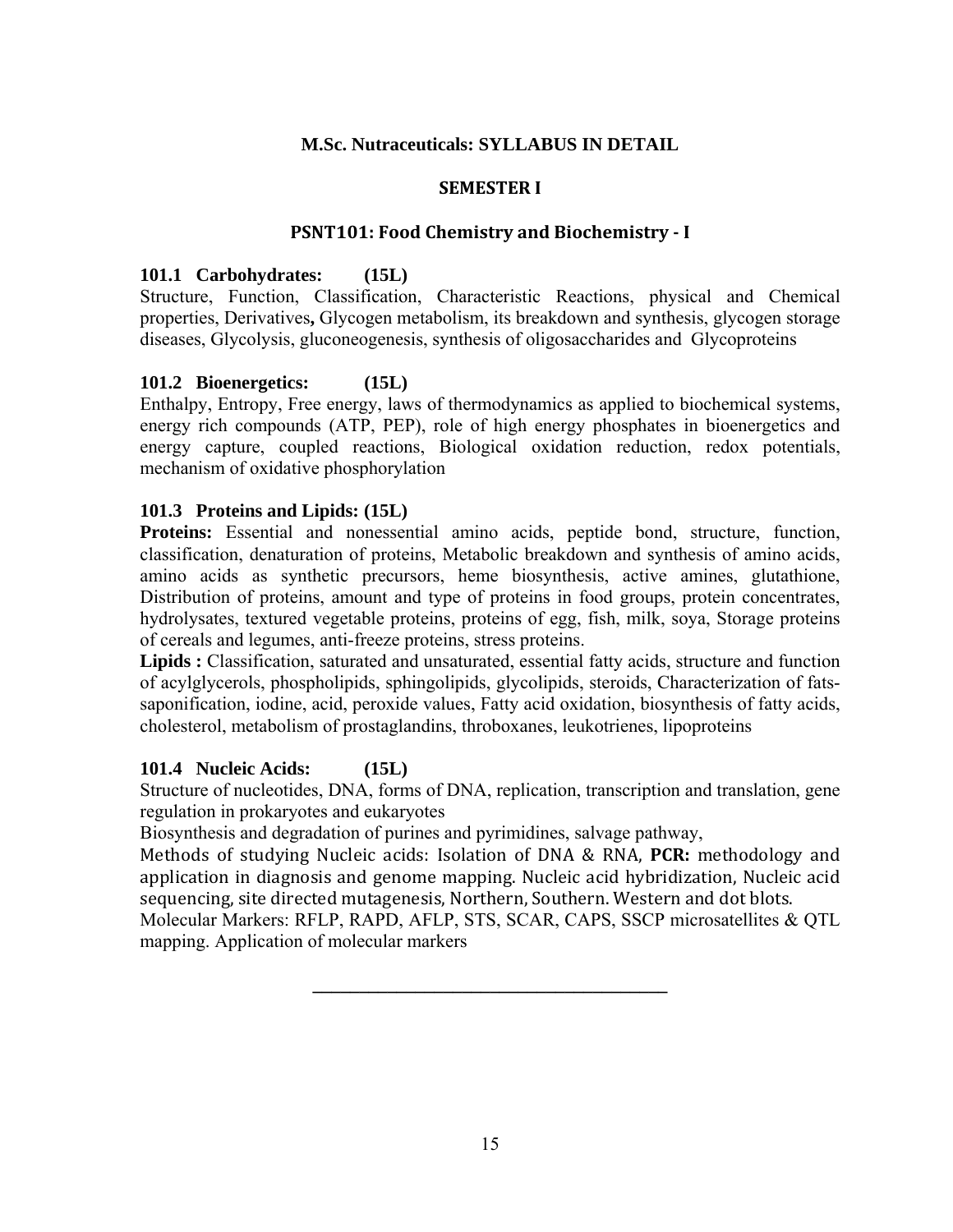# M.Sc. Nutraceuticals: SYLLABUS IN DETAIL

## SEMESTER I

## PSNT101: Food Chemistry and Biochemistry - I

### 101.1 Carbohydrates: (15L)

Structure, Function, Classification, Characteristic Reactions, physical and Chemical properties, Derivatives**,** Glycogen metabolism, its breakdown and synthesis, glycogen storage diseases, Glycolysis, gluconeogenesis, synthesis of oligosaccharides and Glycoproteins

### 101.2 Bioenergetics: (15L)

Enthalpy, Entropy, Free energy, laws of thermodynamics as applied to biochemical systems, energy rich compounds (ATP, PEP), role of high energy phosphates in bioenergetics and energy capture, coupled reactions, Biological oxidation reduction, redox potentials, mechanism of oxidative phosphorylation

### 101.3 Proteins and Lipids: (15L)

**Proteins:** Essential and nonessential amino acids, peptide bond, structure, function, classification, denaturation of proteins, Metabolic breakdown and synthesis of amino acids, amino acids as synthetic precursors, heme biosynthesis, active amines, glutathione, Distribution of proteins, amount and type of proteins in food groups, protein concentrates, hydrolysates, textured vegetable proteins, proteins of egg, fish, milk, soya, Storage proteins of cereals and legumes, anti-freeze proteins, stress proteins.

**Lipids :** Classification, saturated and unsaturated, essential fatty acids, structure and function of acylglycerols, phospholipids, sphingolipids, glycolipids, steroids, Characterization of fats-saponification, iodine, acid, peroxide values, Fatty acid oxidation, biosynthesis of fatty acids, cholesterol, metabolism of prostaglandins, throboxanes, leukotrienes, lipoproteins

### 101.4 Nucleic Acids: (15L)

Structure of nucleotides, DNA, forms of DNA, replication, transcription and translation, gene regulation in prokaryotes and eukaryotes

Biosynthesis and degradation of purines and pyrimidines, salvage pathway,

Methods of studying Nucleic acids: Isolation of DNA & RNA, **PCR:** methodology and application in diagnosis and genome mapping. Nucleic acid hybridization, Nucleic acid sequencing, site directed mutagenesis, Northern, Southern. Western and dot blots.

Molecular Markers: RFLP, RAPD, AFLP, STS, SCAR, CAPS, SSCP microsatellites & QTL mapping. Application of molecular markers

---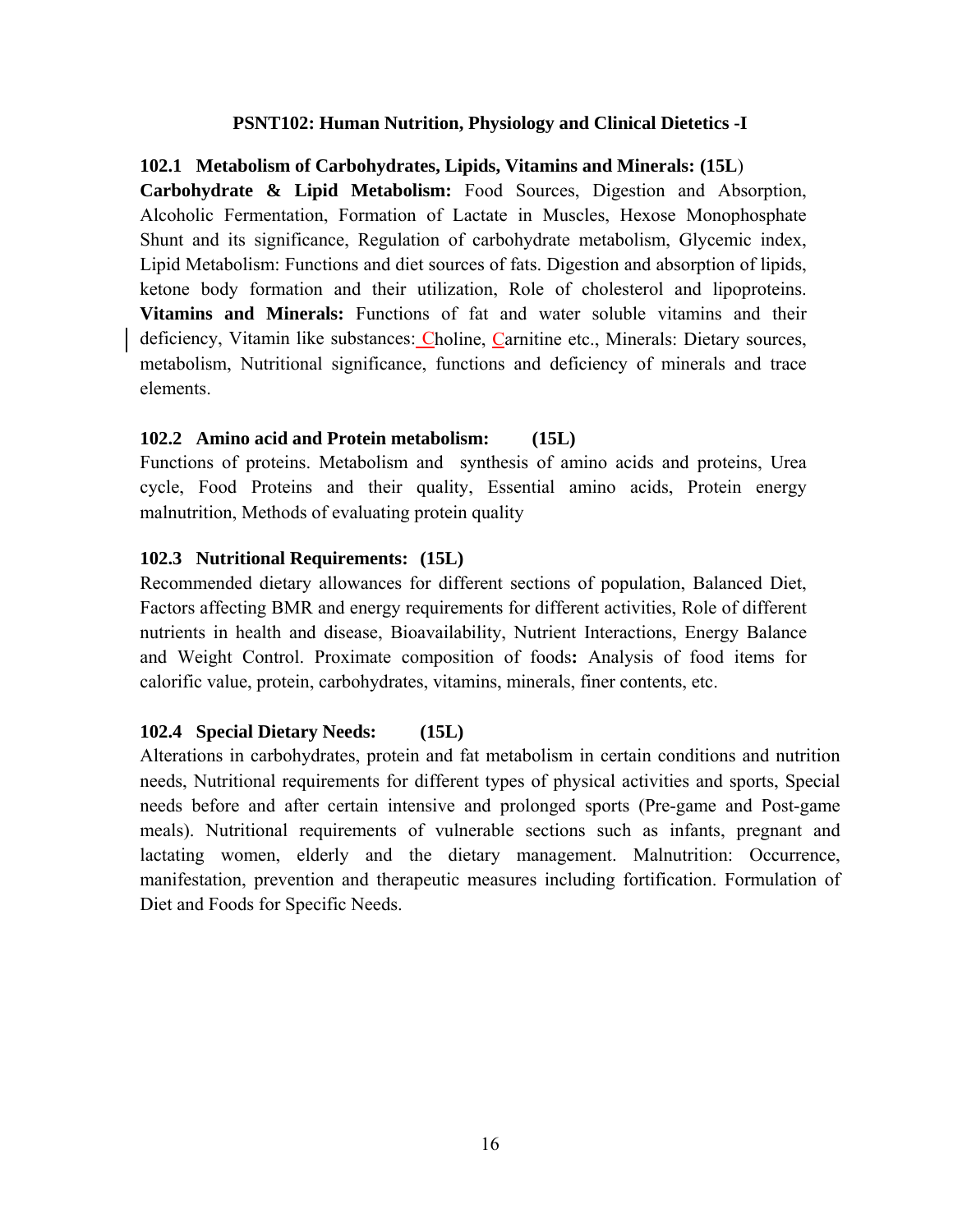## PSNT102: Human Nutrition, Physiology and Clinical Dietetics -I

### 102.1 Metabolism of Carbohydrates, Lipids, Vitamins and Minerals: (15L)

**Carbohydrate & Lipid Metabolism:** Food Sources, Digestion and Absorption, Alcoholic Fermentation, Formation of Lactate in Muscles, Hexose Monophosphate Shunt and its significance, Regulation of carbohydrate metabolism, Glycemic index, Lipid Metabolism: Functions and diet sources of fats. Digestion and absorption of lipids, ketone body formation and their utilization, Role of cholesterol and lipoproteins. **Vitamins and Minerals:** Functions of fat and water soluble vitamins and their deficiency, Vitamin like substances: Choline, Carnitine etc., Minerals: Dietary sources, metabolism, Nutritional significance, functions and deficiency of minerals and trace elements.

### 102.2 Amino acid and Protein metabolism: (15L)

Functions of proteins. Metabolism and synthesis of amino acids and proteins, Urea cycle, Food Proteins and their quality, Essential amino acids, Protein energy malnutrition, Methods of evaluating protein quality

### 102.3 Nutritional Requirements: (15L)

Recommended dietary allowances for different sections of population, Balanced Diet, Factors affecting BMR and energy requirements for different activities, Role of different nutrients in health and disease, Bioavailability, Nutrient Interactions, Energy Balance and Weight Control. Proximate composition of foods**:** Analysis of food items for calorific value, protein, carbohydrates, vitamins, minerals, finer contents, etc.

### 102.4 Special Dietary Needs: (15L)

Alterations in carbohydrates, protein and fat metabolism in certain conditions and nutrition needs, Nutritional requirements for different types of physical activities and sports, Special needs before and after certain intensive and prolonged sports (Pre-game and Post-game meals). Nutritional requirements of vulnerable sections such as infants, pregnant and lactating women, elderly and the dietary management. Malnutrition: Occurrence, manifestation, prevention and therapeutic measures including fortification. Formulation of Diet and Foods for Specific Needs.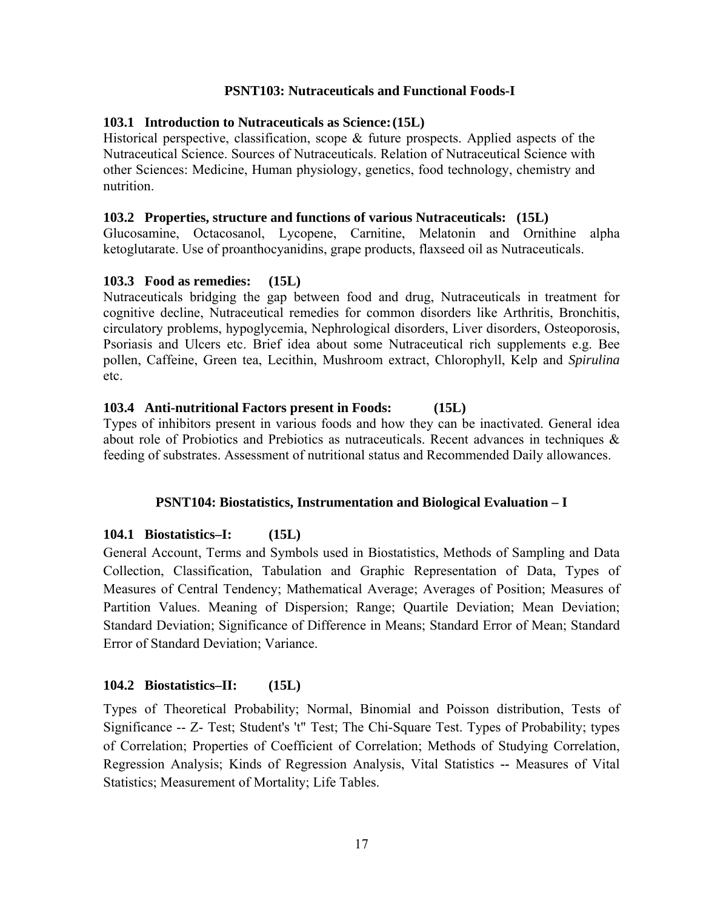## PSNT103: Nutraceuticals and Functional Foods-I

### 103.1 Introduction to Nutraceuticals as Science: (15L)

Historical perspective, classification, scope & future prospects. Applied aspects of the Nutraceutical Science. Sources of Nutraceuticals. Relation of Nutraceutical Science with other Sciences: Medicine, Human physiology, genetics, food technology, chemistry and nutrition.

### 103.2 Properties, structure and functions of various Nutraceuticals: (15L)

Glucosamine, Octacosanol, Lycopene, Carnitine, Melatonin and Ornithine alpha ketoglutarate. Use of proanthocyanidins, grape products, flaxseed oil as Nutraceuticals.

### 103.3 Food as remedies: (15L)

Nutraceuticals bridging the gap between food and drug, Nutraceuticals in treatment for cognitive decline, Nutraceutical remedies for common disorders like Arthritis, Bronchitis, circulatory problems, hypoglycemia, Nephrological disorders, Liver disorders, Osteoporosis, Psoriasis and Ulcers etc. Brief idea about some Nutraceutical rich supplements e.g. Bee pollen, Caffeine, Green tea, Lecithin, Mushroom extract, Chlorophyll, Kelp and *Spirulina* etc.

### 103.4 Anti-nutritional Factors present in Foods: (15L)

Types of inhibitors present in various foods and how they can be inactivated. General idea about role of Probiotics and Prebiotics as nutraceuticals. Recent advances in techniques & feeding of substrates. Assessment of nutritional status and Recommended Daily allowances.

## PSNT104: Biostatistics, Instrumentation and Biological Evaluation – I

### 104.1 Biostatistics–I: (15L)

General Account, Terms and Symbols used in Biostatistics, Methods of Sampling and Data Collection, Classification, Tabulation and Graphic Representation of Data, Types of Measures of Central Tendency; Mathematical Average; Averages of Position; Measures of Partition Values. Meaning of Dispersion; Range; Quartile Deviation; Mean Deviation; Standard Deviation; Significance of Difference in Means; Standard Error of Mean; Standard Error of Standard Deviation; Variance.

### 104.2 Biostatistics–II: (15L)

Types of Theoretical Probability; Normal, Binomial and Poisson distribution, Tests of Significance -- Z- Test; Student's 't" Test; The Chi-Square Test. Types of Probability; types of Correlation; Properties of Coefficient of Correlation; Methods of Studying Correlation, Regression Analysis; Kinds of Regression Analysis, Vital Statistics -- Measures of Vital Statistics; Measurement of Mortality; Life Tables.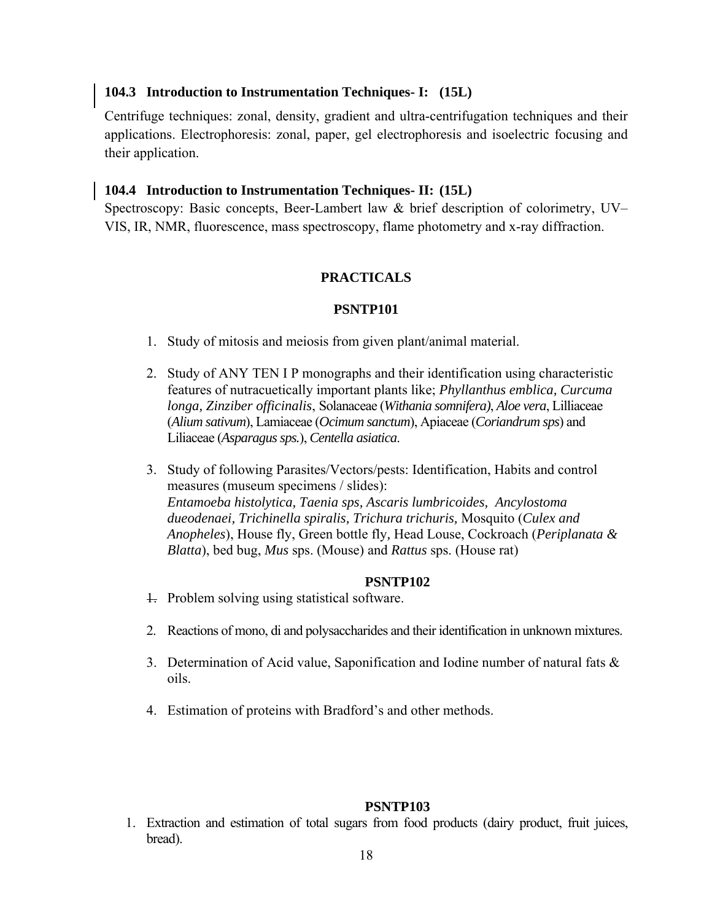### 104.3 Introduction to Instrumentation Techniques- I: (15L)

Centrifuge techniques: zonal, density, gradient and ultra-centrifugation techniques and their applications. Electrophoresis: zonal, paper, gel electrophoresis and isoelectric focusing and their application.

### 104.4 Introduction to Instrumentation Techniques- II: (15L)

Spectroscopy: Basic concepts, Beer-Lambert law & brief description of colorimetry, UV–VIS, IR, NMR, fluorescence, mass spectroscopy, flame photometry and x-ray diffraction.

## PRACTICALS

### PSNTP101

1. Study of mitosis and meiosis from given plant/animal material.
2. Study of ANY TEN I P monographs and their identification using characteristic features of nutracuetically important plants like; *Phyllanthus emblica, Curcuma longa, Zinziber officinalis*, Solanaceae (*Withania somnifera)*, *Aloe vera*, Lilliaceae (*Alium sativum*), Lamiaceae (*Ocimum sanctum*), Apiaceae (*Coriandrum sps*) and Liliaceae (*Asparagus sps.*), *Centella asiatica.*
3. Study of following Parasites/Vectors/pests: Identification, Habits and control measures (museum specimens / slides):
   *Entamoeba histolytica, Taenia sps, Ascaris lumbricoides, Ancylostoma dueodenaei, Trichinella spiralis, Trichura trichuris,* Mosquito (*Culex and Anopheles*), House fly, Green bottle fly, Head Louse, Cockroach (*Periplanata & Blatta*), bed bug, *Mus* sps. (Mouse) and *Rattus* sps. (House rat)

### PSNTP102

1. Problem solving using statistical software.
2. Reactions of mono, di and polysaccharides and their identification in unknown mixtures.
3. Determination of Acid value, Saponification and Iodine number of natural fats & oils.
4. Estimation of proteins with Bradford's and other methods.

### PSNTP103

1. Extraction and estimation of total sugars from food products (dairy product, fruit juices, bread).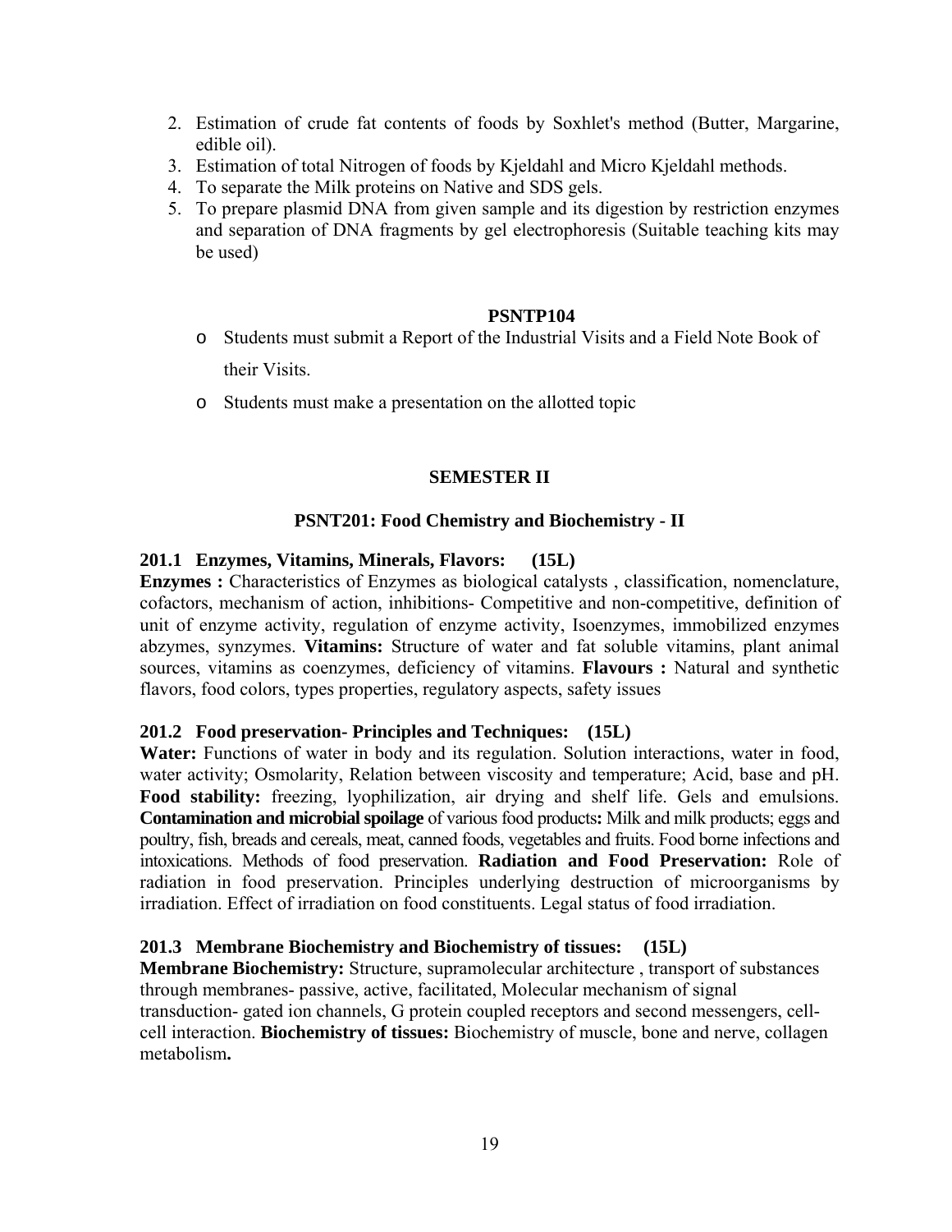2. Estimation of crude fat contents of foods by Soxhlet's method (Butter, Margarine, edible oil).
3. Estimation of total Nitrogen of foods by Kjeldahl and Micro Kjeldahl methods.
4. To separate the Milk proteins on Native and SDS gels.
5. To prepare plasmid DNA from given sample and its digestion by restriction enzymes and separation of DNA fragments by gel electrophoresis (Suitable teaching kits may be used)

**PSNTP104**

- Students must submit a Report of the Industrial Visits and a Field Note Book of their Visits.
- Students must make a presentation on the allotted topic

## SEMESTER II

### PSNT201: Food Chemistry and Biochemistry - II

#### 201.1 Enzymes, Vitamins, Minerals, Flavors: (15L)

**Enzymes :** Characteristics of Enzymes as biological catalysts , classification, nomenclature, cofactors, mechanism of action, inhibitions- Competitive and non-competitive, definition of unit of enzyme activity, regulation of enzyme activity, Isoenzymes, immobilized enzymes abzymes, synzymes. **Vitamins:** Structure of water and fat soluble vitamins, plant animal sources, vitamins as coenzymes, deficiency of vitamins. **Flavours :** Natural and synthetic flavors, food colors, types properties, regulatory aspects, safety issues

#### 201.2 Food preservation- Principles and Techniques: (15L)

**Water:** Functions of water in body and its regulation. Solution interactions, water in food, water activity; Osmolarity, Relation between viscosity and temperature; Acid, base and pH. **Food stability:** freezing, lyophilization, air drying and shelf life. Gels and emulsions. **Contamination and microbial spoilage** of various food products**:** Milk and milk products; eggs and poultry, fish, breads and cereals, meat, canned foods, vegetables and fruits. Food borne infections and intoxications. Methods of food preservation. **Radiation and Food Preservation:** Role of radiation in food preservation. Principles underlying destruction of microorganisms by irradiation. Effect of irradiation on food constituents. Legal status of food irradiation.

#### 201.3 Membrane Biochemistry and Biochemistry of tissues: (15L)

**Membrane Biochemistry:** Structure, supramolecular architecture , transport of substances through membranes- passive, active, facilitated, Molecular mechanism of signal transduction- gated ion channels, G protein coupled receptors and second messengers, cell-cell interaction. **Biochemistry of tissues:** Biochemistry of muscle, bone and nerve, collagen metabolism**.**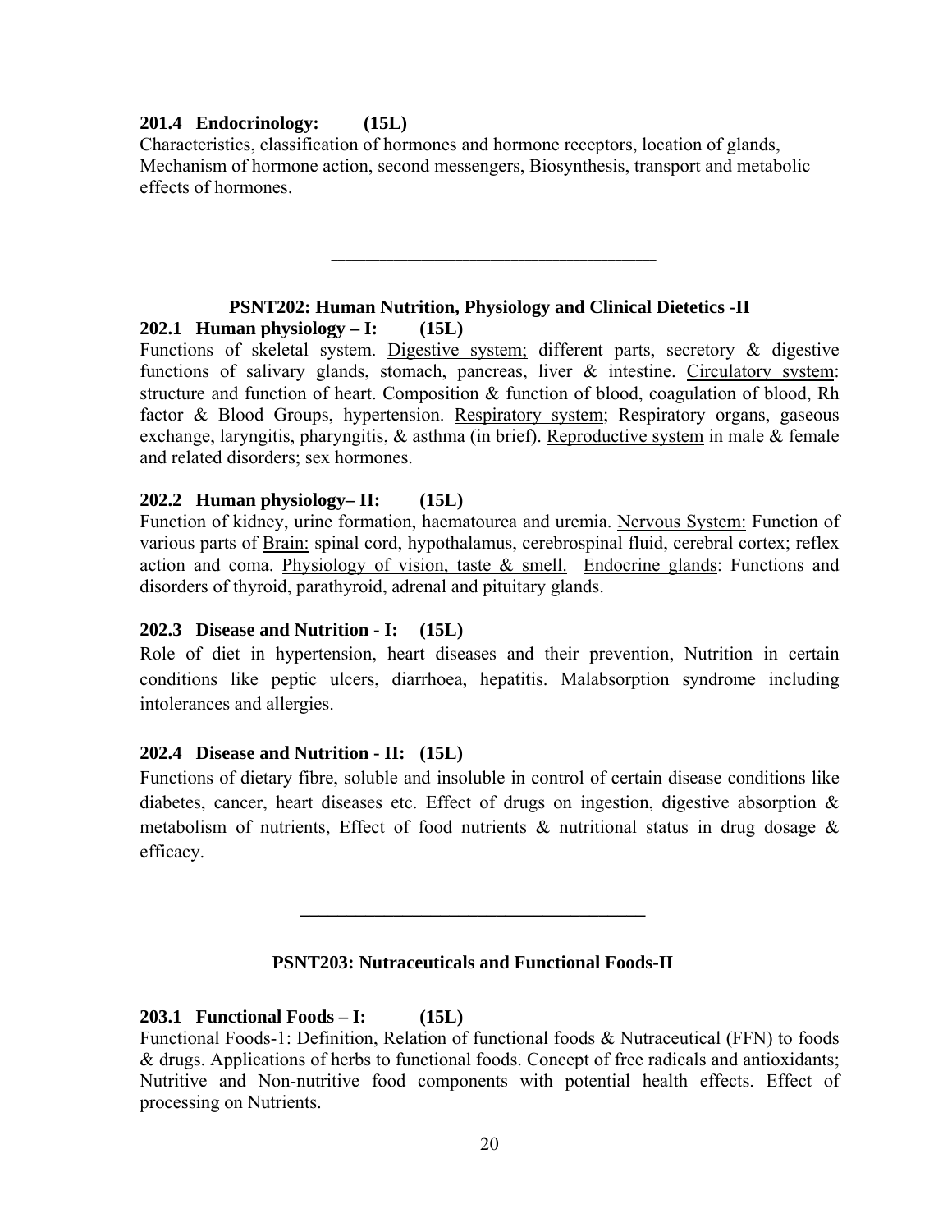**201.4 Endocrinology: (15L)**

Characteristics, classification of hormones and hormone receptors, location of glands, Mechanism of hormone action, second messengers, Biosynthesis, transport and metabolic effects of hormones.

---

## PSNT202: Human Nutrition, Physiology and Clinical Dietetics -II

**202.1 Human physiology – I: (15L)**

Functions of skeletal system. Digestive system; different parts, secretory & digestive functions of salivary glands, stomach, pancreas, liver & intestine. Circulatory system: structure and function of heart. Composition & function of blood, coagulation of blood, Rh factor & Blood Groups, hypertension. Respiratory system; Respiratory organs, gaseous exchange, laryngitis, pharyngitis, & asthma (in brief). Reproductive system in male & female and related disorders; sex hormones.

**202.2 Human physiology– II: (15L)**

Function of kidney, urine formation, haematourea and uremia. Nervous System: Function of various parts of Brain: spinal cord, hypothalamus, cerebrospinal fluid, cerebral cortex; reflex action and coma. Physiology of vision, taste & smell. Endocrine glands: Functions and disorders of thyroid, parathyroid, adrenal and pituitary glands.

**202.3 Disease and Nutrition - I: (15L)**

Role of diet in hypertension, heart diseases and their prevention, Nutrition in certain conditions like peptic ulcers, diarrhoea, hepatitis. Malabsorption syndrome including intolerances and allergies.

**202.4 Disease and Nutrition - II: (15L)**

Functions of dietary fibre, soluble and insoluble in control of certain disease conditions like diabetes, cancer, heart diseases etc. Effect of drugs on ingestion, digestive absorption & metabolism of nutrients, Effect of food nutrients & nutritional status in drug dosage & efficacy.

---

## PSNT203: Nutraceuticals and Functional Foods-II

**203.1 Functional Foods – I: (15L)**

Functional Foods-1: Definition, Relation of functional foods & Nutraceutical (FFN) to foods & drugs. Applications of herbs to functional foods. Concept of free radicals and antioxidants; Nutritive and Non-nutritive food components with potential health effects. Effect of processing on Nutrients.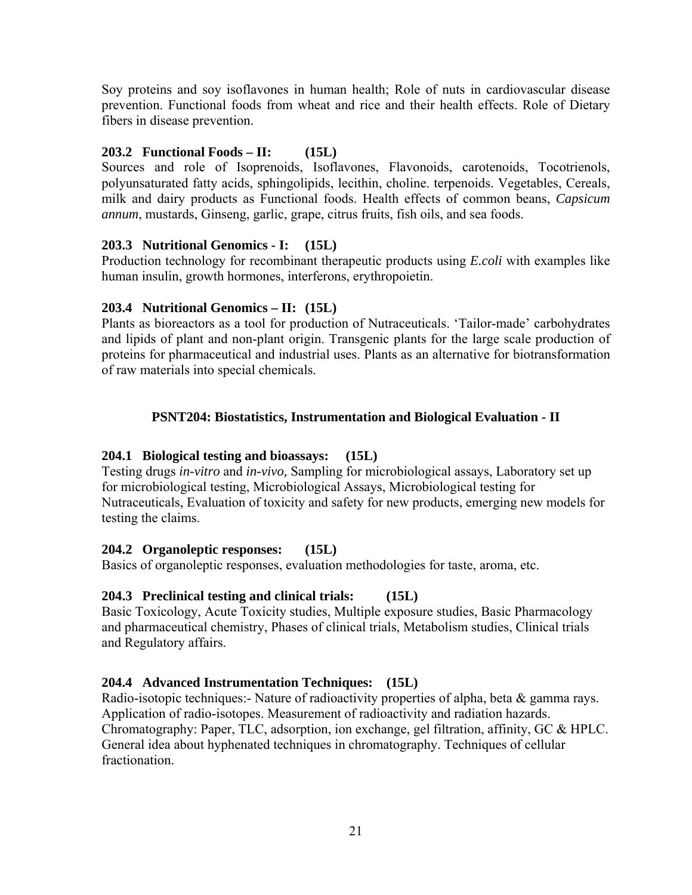Soy proteins and soy isoflavones in human health; Role of nuts in cardiovascular disease prevention. Functional foods from wheat and rice and their health effects. Role of Dietary fibers in disease prevention.

### 203.2 Functional Foods – II: (15L)

Sources and role of Isoprenoids, Isoflavones, Flavonoids, carotenoids, Tocotrienols, polyunsaturated fatty acids, sphingolipids, lecithin, choline. terpenoids. Vegetables, Cereals, milk and dairy products as Functional foods. Health effects of common beans, *Capsicum annum*, mustards, Ginseng, garlic, grape, citrus fruits, fish oils, and sea foods.

### 203.3 Nutritional Genomics - I: (15L)

Production technology for recombinant therapeutic products using *E.coli* with examples like human insulin, growth hormones, interferons, erythropoietin.

### 203.4 Nutritional Genomics – II: (15L)

Plants as bioreactors as a tool for production of Nutraceuticals. 'Tailor-made' carbohydrates and lipids of plant and non-plant origin. Transgenic plants for the large scale production of proteins for pharmaceutical and industrial uses. Plants as an alternative for biotransformation of raw materials into special chemicals.

## PSNT204: Biostatistics, Instrumentation and Biological Evaluation - II

### 204.1 Biological testing and bioassays: (15L)

Testing drugs *in-vitro* and *in-vivo,* Sampling for microbiological assays, Laboratory set up for microbiological testing, Microbiological Assays, Microbiological testing for Nutraceuticals, Evaluation of toxicity and safety for new products, emerging new models for testing the claims.

### 204.2 Organoleptic responses: (15L)

Basics of organoleptic responses, evaluation methodologies for taste, aroma, etc.

### 204.3 Preclinical testing and clinical trials: (15L)

Basic Toxicology, Acute Toxicity studies, Multiple exposure studies, Basic Pharmacology and pharmaceutical chemistry, Phases of clinical trials, Metabolism studies, Clinical trials and Regulatory affairs.

### 204.4 Advanced Instrumentation Techniques: (15L)

Radio-isotopic techniques:- Nature of radioactivity properties of alpha, beta & gamma rays. Application of radio-isotopes. Measurement of radioactivity and radiation hazards. Chromatography: Paper, TLC, adsorption, ion exchange, gel filtration, affinity, GC & HPLC. General idea about hyphenated techniques in chromatography. Techniques of cellular fractionation.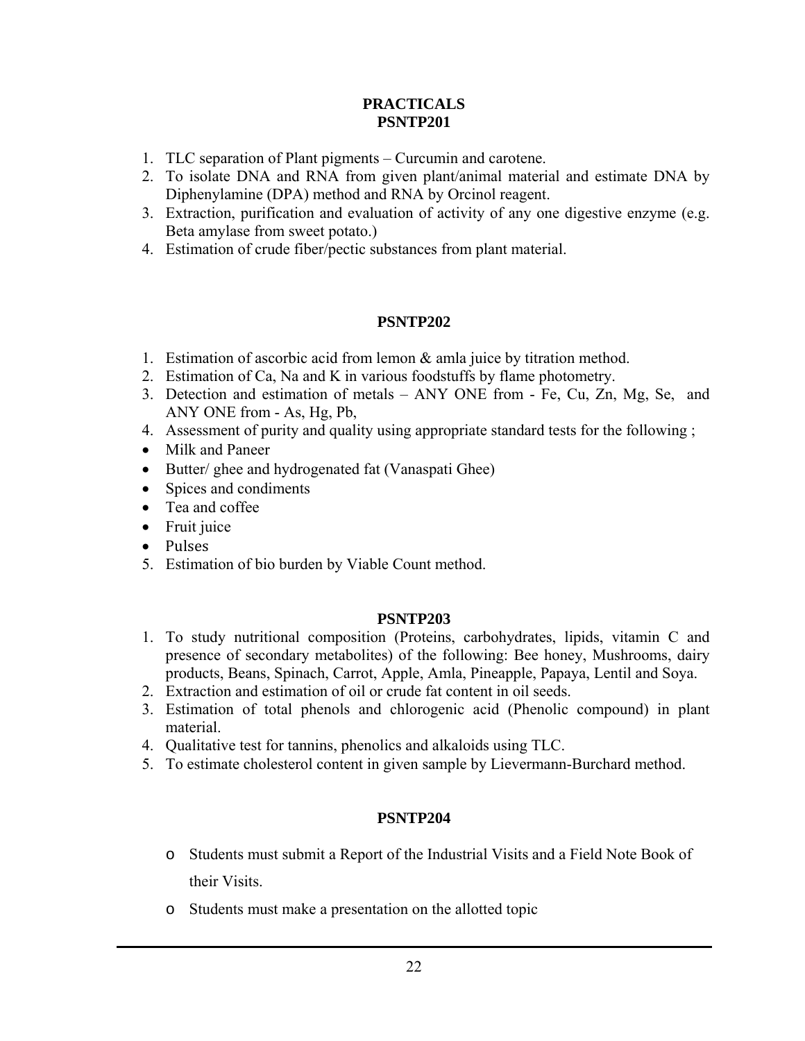# PRACTICALS

## PSNTP201

1. TLC separation of Plant pigments – Curcumin and carotene.
2. To isolate DNA and RNA from given plant/animal material and estimate DNA by Diphenylamine (DPA) method and RNA by Orcinol reagent.
3. Extraction, purification and evaluation of activity of any one digestive enzyme (e.g. Beta amylase from sweet potato.)
4. Estimation of crude fiber/pectic substances from plant material.

## PSNTP202

1. Estimation of ascorbic acid from lemon & amla juice by titration method.
2. Estimation of Ca, Na and K in various foodstuffs by flame photometry.
3. Detection and estimation of metals – ANY ONE from - Fe, Cu, Zn, Mg, Se, and ANY ONE from - As, Hg, Pb,
4. Assessment of purity and quality using appropriate standard tests for the following ;

- Milk and Paneer
- Butter/ ghee and hydrogenated fat (Vanaspati Ghee)
- Spices and condiments
- Tea and coffee
- Fruit juice
- Pulses

5. Estimation of bio burden by Viable Count method.

## PSNTP203

1. To study nutritional composition (Proteins, carbohydrates, lipids, vitamin C and presence of secondary metabolites) of the following: Bee honey, Mushrooms, dairy products, Beans, Spinach, Carrot, Apple, Amla, Pineapple, Papaya, Lentil and Soya.
2. Extraction and estimation of oil or crude fat content in oil seeds.
3. Estimation of total phenols and chlorogenic acid (Phenolic compound) in plant material.
4. Qualitative test for tannins, phenolics and alkaloids using TLC.
5. To estimate cholesterol content in given sample by Lievermann-Burchard method.

## PSNTP204

- Students must submit a Report of the Industrial Visits and a Field Note Book of their Visits.
- Students must make a presentation on the allotted topic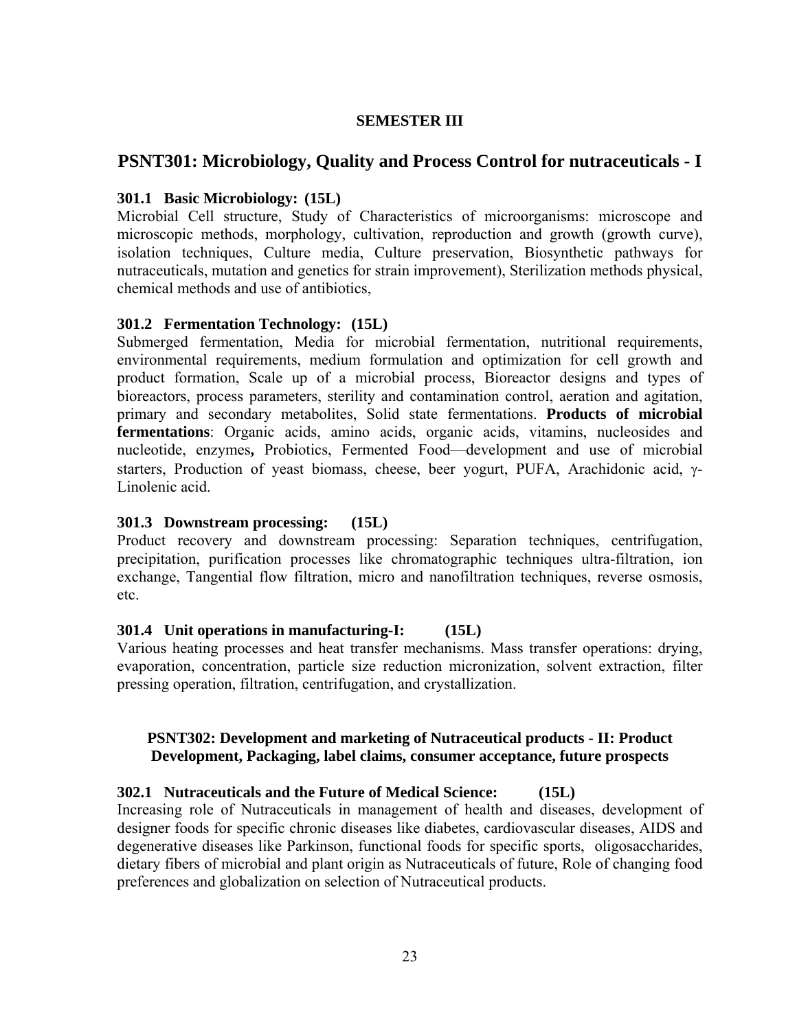**SEMESTER III**

## PSNT301: Microbiology, Quality and Process Control for nutraceuticals - I

### 301.1 Basic Microbiology: (15L)

Microbial Cell structure, Study of Characteristics of microorganisms: microscope and microscopic methods, morphology, cultivation, reproduction and growth (growth curve), isolation techniques, Culture media, Culture preservation, Biosynthetic pathways for nutraceuticals, mutation and genetics for strain improvement), Sterilization methods physical, chemical methods and use of antibiotics,

### 301.2 Fermentation Technology: (15L)

Submerged fermentation, Media for microbial fermentation, nutritional requirements, environmental requirements, medium formulation and optimization for cell growth and product formation, Scale up of a microbial process, Bioreactor designs and types of bioreactors, process parameters, sterility and contamination control, aeration and agitation, primary and secondary metabolites, Solid state fermentations. **Products of microbial fermentations**: Organic acids, amino acids, organic acids, vitamins, nucleosides and nucleotide, enzymes**,** Probiotics, Fermented Food—development and use of microbial starters, Production of yeast biomass, cheese, beer yogurt, PUFA, Arachidonic acid, $\gamma$-Linolenic acid.

### 301.3 Downstream processing: (15L)

Product recovery and downstream processing: Separation techniques, centrifugation, precipitation, purification processes like chromatographic techniques ultra-filtration, ion exchange, Tangential flow filtration, micro and nanofiltration techniques, reverse osmosis, etc.

### 301.4 Unit operations in manufacturing-I: (15L)

Various heating processes and heat transfer mechanisms. Mass transfer operations: drying, evaporation, concentration, particle size reduction micronization, solvent extraction, filter pressing operation, filtration, centrifugation, and crystallization.

## PSNT302: Development and marketing of Nutraceutical products - II: Product Development, Packaging, label claims, consumer acceptance, future prospects

### 302.1 Nutraceuticals and the Future of Medical Science: (15L)

Increasing role of Nutraceuticals in management of health and diseases, development of designer foods for specific chronic diseases like diabetes, cardiovascular diseases, AIDS and degenerative diseases like Parkinson, functional foods for specific sports, oligosaccharides, dietary fibers of microbial and plant origin as Nutraceuticals of future, Role of changing food preferences and globalization on selection of Nutraceutical products.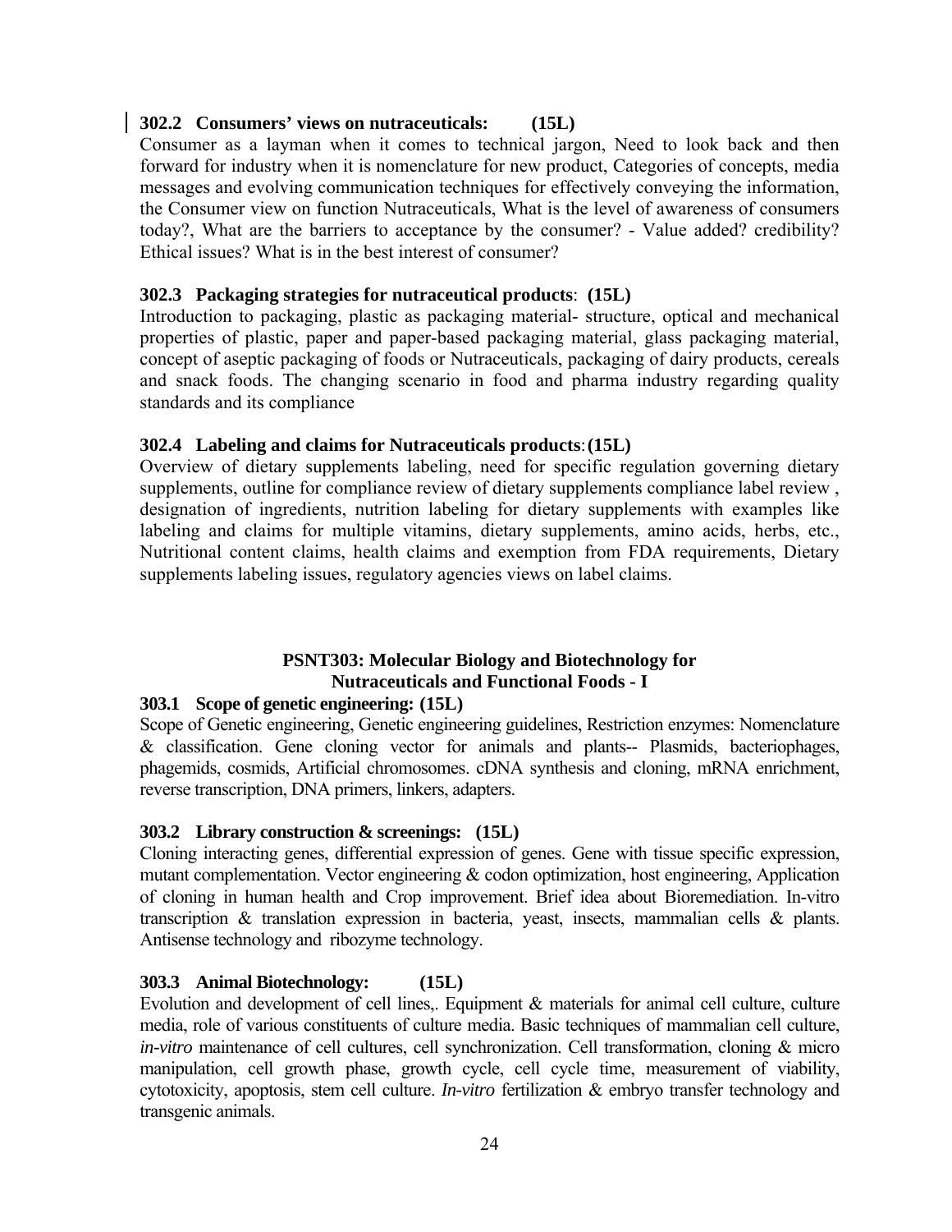**302.2 Consumers' views on nutraceuticals: (15L)**

Consumer as a layman when it comes to technical jargon, Need to look back and then forward for industry when it is nomenclature for new product, Categories of concepts, media messages and evolving communication techniques for effectively conveying the information, the Consumer view on function Nutraceuticals, What is the level of awareness of consumers today?, What are the barriers to acceptance by the consumer? - Value added? credibility? Ethical issues? What is in the best interest of consumer?

**302.3 Packaging strategies for nutraceutical products: (15L)**

Introduction to packaging, plastic as packaging material- structure, optical and mechanical properties of plastic, paper and paper-based packaging material, glass packaging material, concept of aseptic packaging of foods or Nutraceuticals, packaging of dairy products, cereals and snack foods. The changing scenario in food and pharma industry regarding quality standards and its compliance

**302.4 Labeling and claims for Nutraceuticals products:(15L)**

Overview of dietary supplements labeling, need for specific regulation governing dietary supplements, outline for compliance review of dietary supplements compliance label review , designation of ingredients, nutrition labeling for dietary supplements with examples like labeling and claims for multiple vitamins, dietary supplements, amino acids, herbs, etc., Nutritional content claims, health claims and exemption from FDA requirements, Dietary supplements labeling issues, regulatory agencies views on label claims.

## PSNT303: Molecular Biology and Biotechnology for Nutraceuticals and Functional Foods - I

**303.1 Scope of genetic engineering: (15L)**

Scope of Genetic engineering, Genetic engineering guidelines, Restriction enzymes: Nomenclature & classification. Gene cloning vector for animals and plants-- Plasmids, bacteriophages, phagemids, cosmids, Artificial chromosomes. cDNA synthesis and cloning, mRNA enrichment, reverse transcription, DNA primers, linkers, adapters.

**303.2 Library construction & screenings: (15L)**

Cloning interacting genes, differential expression of genes. Gene with tissue specific expression, mutant complementation. Vector engineering & codon optimization, host engineering, Application of cloning in human health and Crop improvement. Brief idea about Bioremediation. In-vitro transcription & translation expression in bacteria, yeast, insects, mammalian cells & plants. Antisense technology and ribozyme technology.

**303.3 Animal Biotechnology: (15L)**

Evolution and development of cell lines,. Equipment & materials for animal cell culture, culture media, role of various constituents of culture media. Basic techniques of mammalian cell culture, *in-vitro* maintenance of cell cultures, cell synchronization. Cell transformation, cloning & micro manipulation, cell growth phase, growth cycle, cell cycle time, measurement of viability, cytotoxicity, apoptosis, stem cell culture. *In-vitro* fertilization & embryo transfer technology and transgenic animals.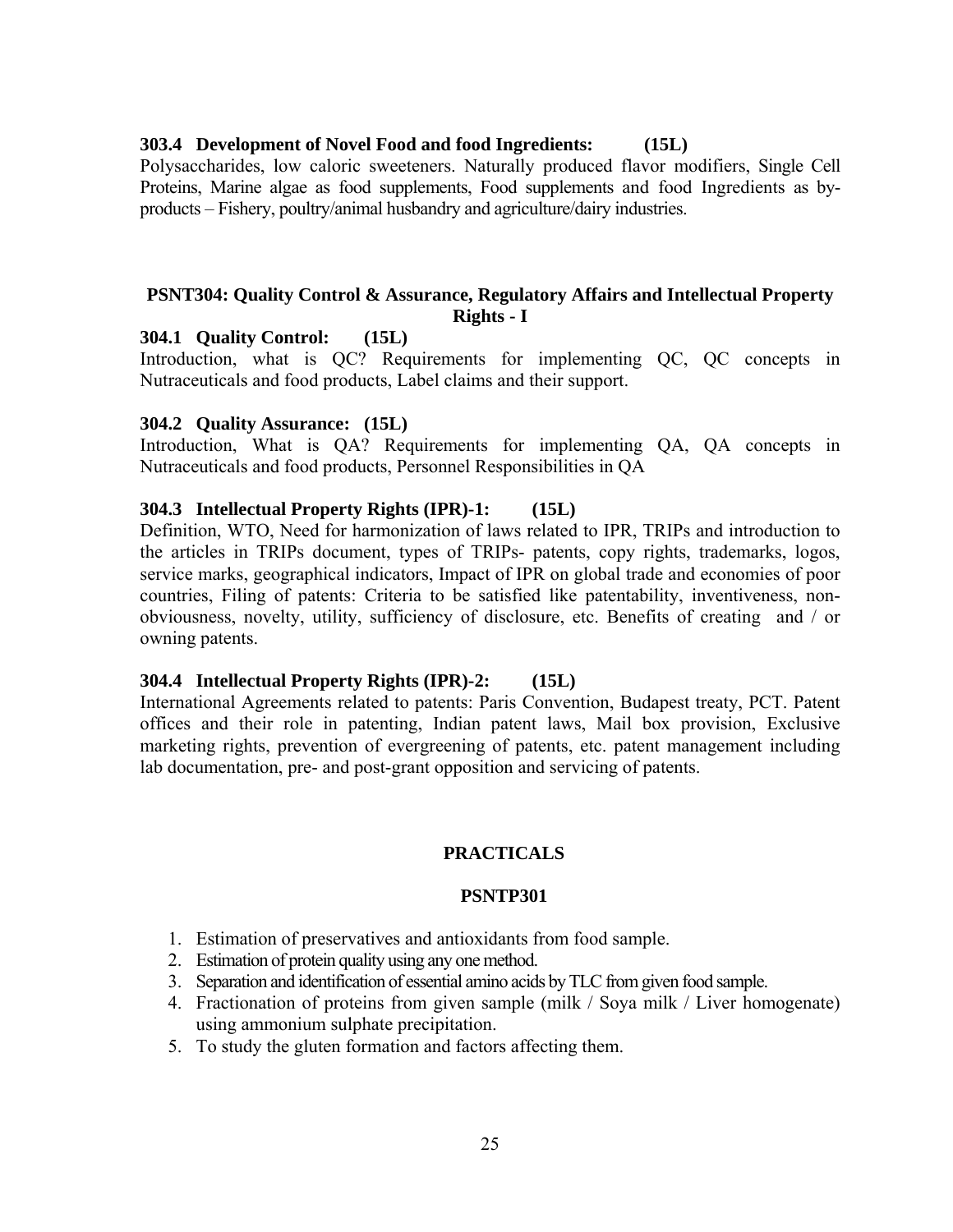### 303.4 Development of Novel Food and food Ingredients: (15L)

Polysaccharides, low caloric sweeteners. Naturally produced flavor modifiers, Single Cell Proteins, Marine algae as food supplements, Food supplements and food Ingredients as by-products – Fishery, poultry/animal husbandry and agriculture/dairy industries.

## PSNT304: Quality Control & Assurance, Regulatory Affairs and Intellectual Property Rights - I

### 304.1 Quality Control: (15L)

Introduction, what is QC? Requirements for implementing QC, QC concepts in Nutraceuticals and food products, Label claims and their support.

### 304.2 Quality Assurance: (15L)

Introduction, What is QA? Requirements for implementing QA, QA concepts in Nutraceuticals and food products, Personnel Responsibilities in QA

### 304.3 Intellectual Property Rights (IPR)-1: (15L)

Definition, WTO, Need for harmonization of laws related to IPR, TRIPs and introduction to the articles in TRIPs document, types of TRIPs- patents, copy rights, trademarks, logos, service marks, geographical indicators, Impact of IPR on global trade and economies of poor countries, Filing of patents: Criteria to be satisfied like patentability, inventiveness, non-obviousness, novelty, utility, sufficiency of disclosure, etc. Benefits of creating and / or owning patents.

### 304.4 Intellectual Property Rights (IPR)-2: (15L)

International Agreements related to patents: Paris Convention, Budapest treaty, PCT. Patent offices and their role in patenting, Indian patent laws, Mail box provision, Exclusive marketing rights, prevention of evergreening of patents, etc. patent management including lab documentation, pre- and post-grant opposition and servicing of patents.

## PRACTICALS

### PSNTP301

1. Estimation of preservatives and antioxidants from food sample.
2. Estimation of protein quality using any one method.
3. Separation and identification of essential amino acids by TLC from given food sample.
4. Fractionation of proteins from given sample (milk / Soya milk / Liver homogenate) using ammonium sulphate precipitation.
5. To study the gluten formation and factors affecting them.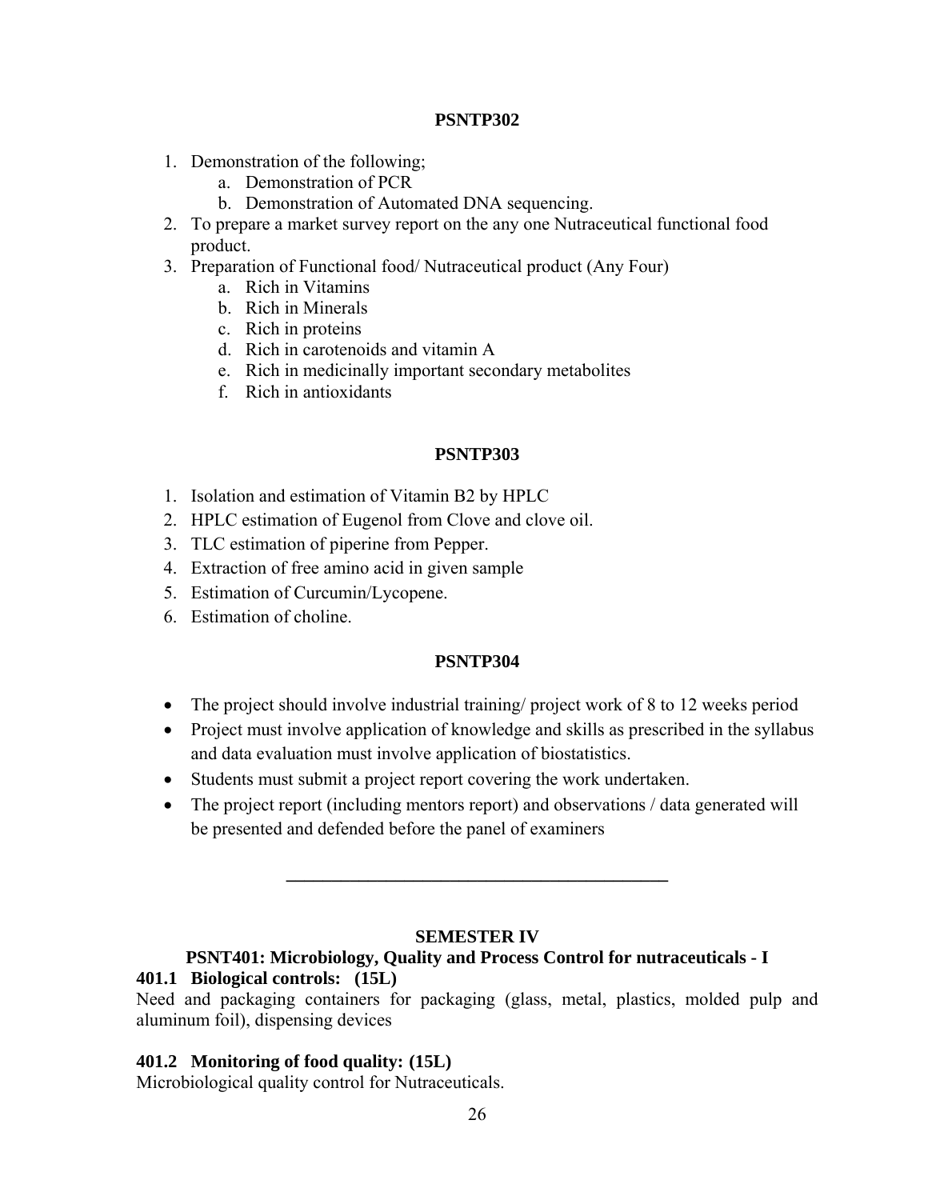**PSNTP302**

1. Demonstration of the following;
   a. Demonstration of PCR
   b. Demonstration of Automated DNA sequencing.
2. To prepare a market survey report on the any one Nutraceutical functional food product.
3. Preparation of Functional food/ Nutraceutical product (Any Four)
   a. Rich in Vitamins
   b. Rich in Minerals
   c. Rich in proteins
   d. Rich in carotenoids and vitamin A
   e. Rich in medicinally important secondary metabolites
   f. Rich in antioxidants

**PSNTP303**

1. Isolation and estimation of Vitamin B2 by HPLC
2. HPLC estimation of Eugenol from Clove and clove oil.
3. TLC estimation of piperine from Pepper.
4. Extraction of free amino acid in given sample
5. Estimation of Curcumin/Lycopene.
6. Estimation of choline.

**PSNTP304**

- The project should involve industrial training/ project work of 8 to 12 weeks period
- Project must involve application of knowledge and skills as prescribed in the syllabus and data evaluation must involve application of biostatistics.
- Students must submit a project report covering the work undertaken.
- The project report (including mentors report) and observations / data generated will be presented and defended before the panel of examiners

---

**SEMESTER IV**

**PSNT401: Microbiology, Quality and Process Control for nutraceuticals - I**

**401.1 Biological controls: (15L)**

Need and packaging containers for packaging (glass, metal, plastics, molded pulp and aluminum foil), dispensing devices

**401.2 Monitoring of food quality: (15L)**

Microbiological quality control for Nutraceuticals.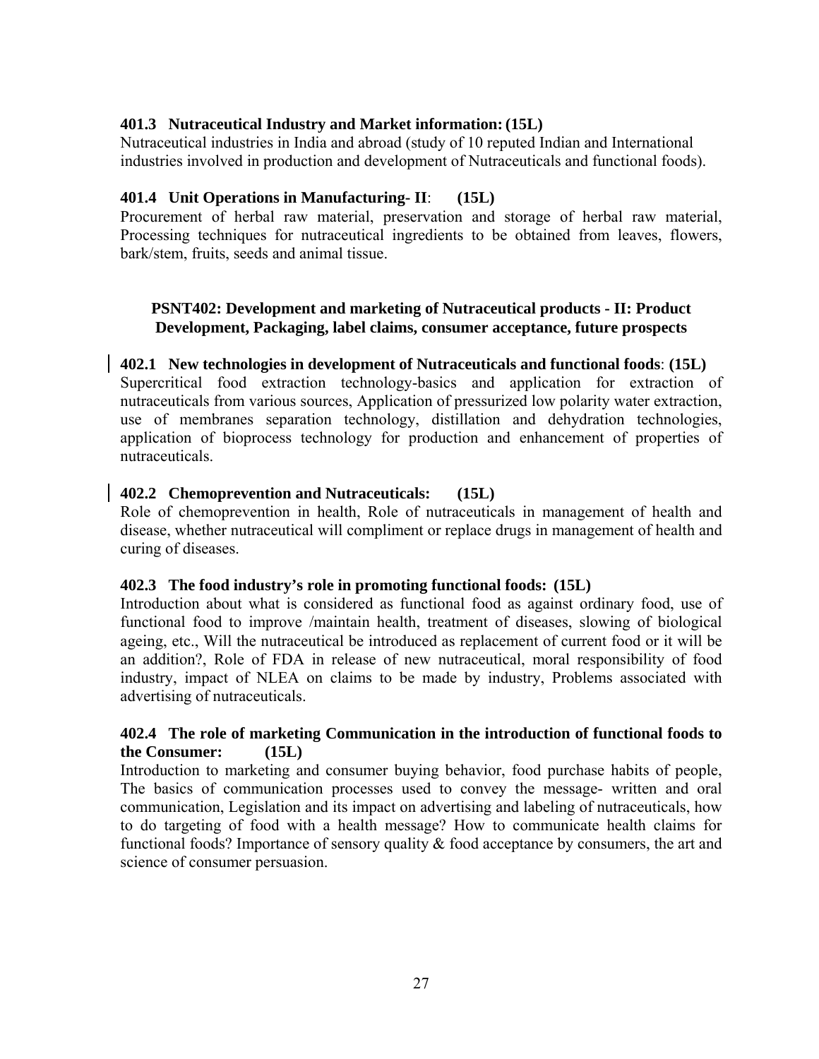### 401.3 Nutraceutical Industry and Market information: (15L)

Nutraceutical industries in India and abroad (study of 10 reputed Indian and International industries involved in production and development of Nutraceuticals and functional foods).

### 401.4 Unit Operations in Manufacturing- II: (15L)

Procurement of herbal raw material, preservation and storage of herbal raw material, Processing techniques for nutraceutical ingredients to be obtained from leaves, flowers, bark/stem, fruits, seeds and animal tissue.

## PSNT402: Development and marketing of Nutraceutical products - II: Product Development, Packaging, label claims, consumer acceptance, future prospects

### 402.1 New technologies in development of Nutraceuticals and functional foods: (15L)

Supercritical food extraction technology-basics and application for extraction of nutraceuticals from various sources, Application of pressurized low polarity water extraction, use of membranes separation technology, distillation and dehydration technologies, application of bioprocess technology for production and enhancement of properties of nutraceuticals.

### 402.2 Chemoprevention and Nutraceuticals: (15L)

Role of chemoprevention in health, Role of nutraceuticals in management of health and disease, whether nutraceutical will compliment or replace drugs in management of health and curing of diseases.

### 402.3 The food industry's role in promoting functional foods: (15L)

Introduction about what is considered as functional food as against ordinary food, use of functional food to improve /maintain health, treatment of diseases, slowing of biological ageing, etc., Will the nutraceutical be introduced as replacement of current food or it will be an addition?, Role of FDA in release of new nutraceutical, moral responsibility of food industry, impact of NLEA on claims to be made by industry, Problems associated with advertising of nutraceuticals.

### 402.4 The role of marketing Communication in the introduction of functional foods to the Consumer: (15L)

Introduction to marketing and consumer buying behavior, food purchase habits of people, The basics of communication processes used to convey the message- written and oral communication, Legislation and its impact on advertising and labeling of nutraceuticals, how to do targeting of food with a health message? How to communicate health claims for functional foods? Importance of sensory quality & food acceptance by consumers, the art and science of consumer persuasion.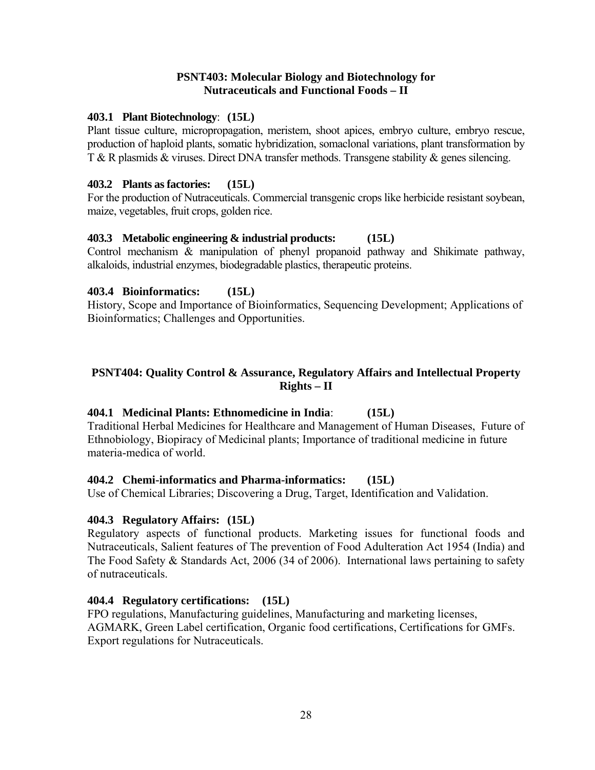## PSNT403: Molecular Biology and Biotechnology for Nutraceuticals and Functional Foods – II

### 403.1 Plant Biotechnology: (15L)

Plant tissue culture, micropropagation, meristem, shoot apices, embryo culture, embryo rescue, production of haploid plants, somatic hybridization, somaclonal variations, plant transformation by T & R plasmids & viruses. Direct DNA transfer methods. Transgene stability & genes silencing.

### 403.2 Plants as factories: (15L)

For the production of Nutraceuticals. Commercial transgenic crops like herbicide resistant soybean, maize, vegetables, fruit crops, golden rice.

### 403.3 Metabolic engineering & industrial products: (15L)

Control mechanism & manipulation of phenyl propanoid pathway and Shikimate pathway, alkaloids, industrial enzymes, biodegradable plastics, therapeutic proteins.

### 403.4 Bioinformatics: (15L)

History, Scope and Importance of Bioinformatics, Sequencing Development; Applications of Bioinformatics; Challenges and Opportunities.

## PSNT404: Quality Control & Assurance, Regulatory Affairs and Intellectual Property Rights – II

### 404.1 Medicinal Plants: Ethnomedicine in India: (15L)

Traditional Herbal Medicines for Healthcare and Management of Human Diseases, Future of Ethnobiology, Biopiracy of Medicinal plants; Importance of traditional medicine in future materia-medica of world.

### 404.2 Chemi-informatics and Pharma-informatics: (15L)

Use of Chemical Libraries; Discovering a Drug, Target, Identification and Validation.

### 404.3 Regulatory Affairs: (15L)

Regulatory aspects of functional products. Marketing issues for functional foods and Nutraceuticals, Salient features of The prevention of Food Adulteration Act 1954 (India) and The Food Safety & Standards Act, 2006 (34 of 2006). International laws pertaining to safety of nutraceuticals.

### 404.4 Regulatory certifications: (15L)

FPO regulations, Manufacturing guidelines, Manufacturing and marketing licenses, AGMARK, Green Label certification, Organic food certifications, Certifications for GMFs. Export regulations for Nutraceuticals.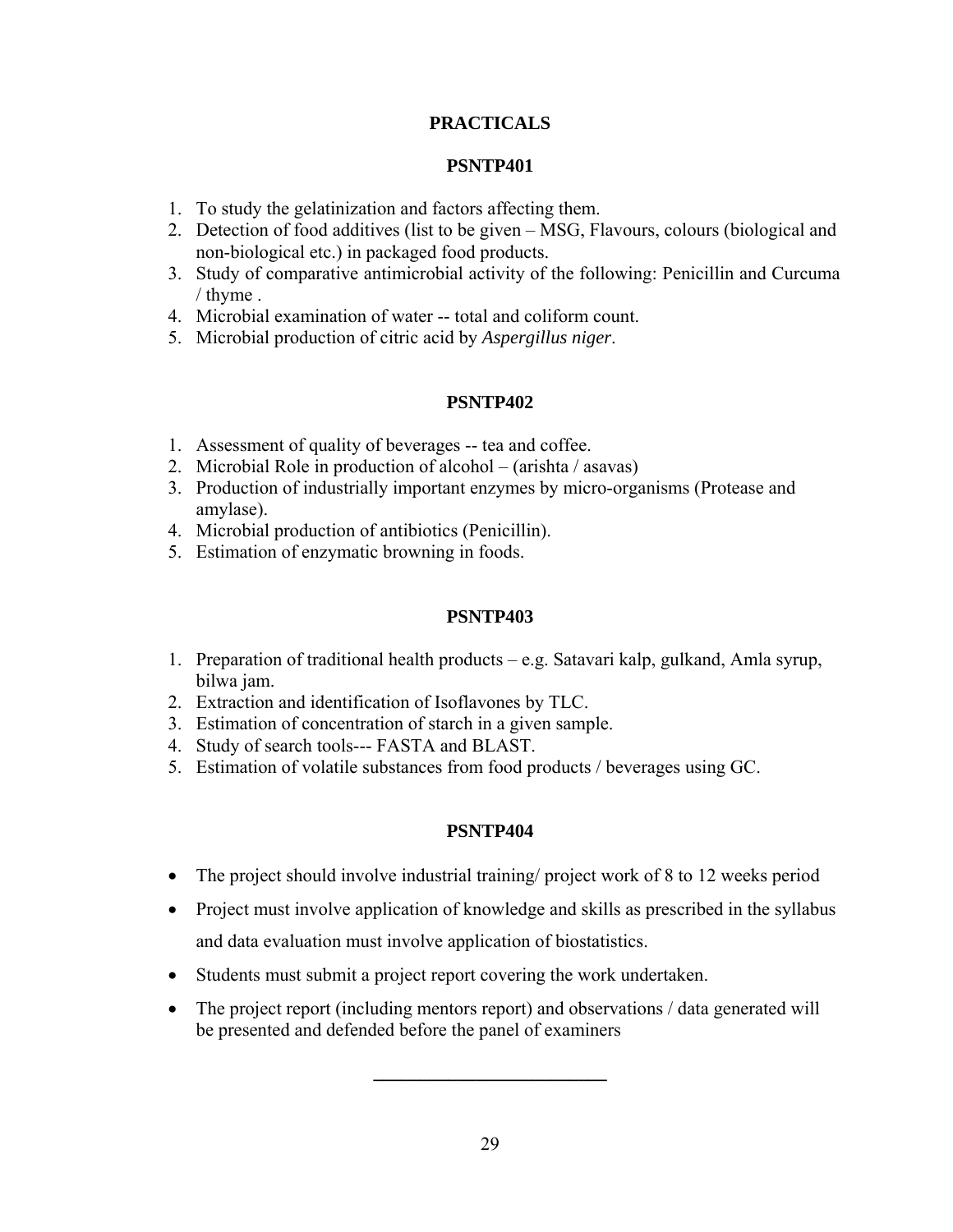# PRACTICALS

## PSNTP401

1. To study the gelatinization and factors affecting them.
2. Detection of food additives (list to be given – MSG, Flavours, colours (biological and non-biological etc.) in packaged food products.
3. Study of comparative antimicrobial activity of the following: Penicillin and Curcuma / thyme .
4. Microbial examination of water -- total and coliform count.
5. Microbial production of citric acid by *Aspergillus niger*.

## PSNTP402

1. Assessment of quality of beverages -- tea and coffee.
2. Microbial Role in production of alcohol – (arishta / asavas)
3. Production of industrially important enzymes by micro-organisms (Protease and amylase).
4. Microbial production of antibiotics (Penicillin).
5. Estimation of enzymatic browning in foods.

## PSNTP403

1. Preparation of traditional health products – e.g. Satavari kalp, gulkand, Amla syrup, bilwa jam.
2. Extraction and identification of Isoflavones by TLC.
3. Estimation of concentration of starch in a given sample.
4. Study of search tools--- FASTA and BLAST.
5. Estimation of volatile substances from food products / beverages using GC.

## PSNTP404

- The project should involve industrial training/ project work of 8 to 12 weeks period
- Project must involve application of knowledge and skills as prescribed in the syllabus and data evaluation must involve application of biostatistics.
- Students must submit a project report covering the work undertaken.
- The project report (including mentors report) and observations / data generated will be presented and defended before the panel of examiners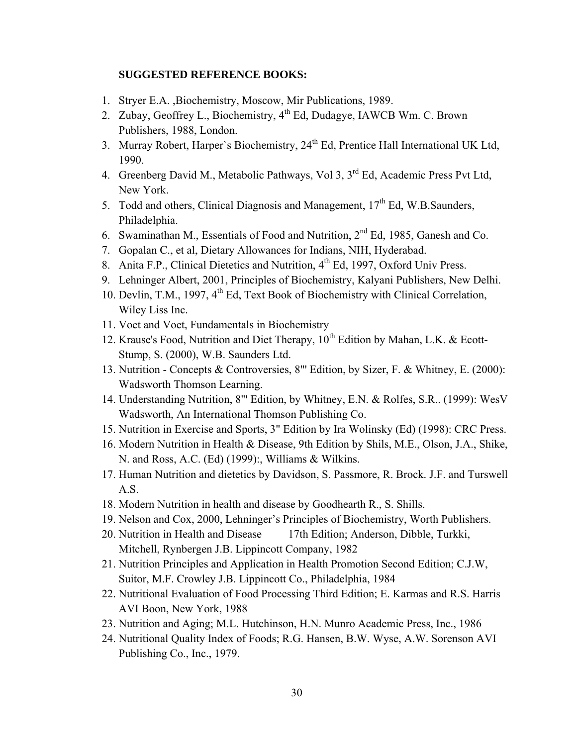**SUGGESTED REFERENCE BOOKS:**

1. Stryer E.A. ,Biochemistry, Moscow, Mir Publications, 1989.
2. Zubay, Geoffrey L., Biochemistry, 4th Ed, Dudagye, IAWCB Wm. C. Brown Publishers, 1988, London.
3. Murray Robert, Harper`s Biochemistry, 24th Ed, Prentice Hall International UK Ltd, 1990.
4. Greenberg David M., Metabolic Pathways, Vol 3, 3rd Ed, Academic Press Pvt Ltd, New York.
5. Todd and others, Clinical Diagnosis and Management, 17th Ed, W.B.Saunders, Philadelphia.
6. Swaminathan M., Essentials of Food and Nutrition, 2nd Ed, 1985, Ganesh and Co.
7. Gopalan C., et al, Dietary Allowances for Indians, NIH, Hyderabad.
8. Anita F.P., Clinical Dietetics and Nutrition, 4th Ed, 1997, Oxford Univ Press.
9. Lehninger Albert, 2001, Principles of Biochemistry, Kalyani Publishers, New Delhi.
10. Devlin, T.M., 1997, 4th Ed, Text Book of Biochemistry with Clinical Correlation, Wiley Liss Inc.
11. Voet and Voet, Fundamentals in Biochemistry
12. Krause's Food, Nutrition and Diet Therapy, 10th Edition by Mahan, L.K. & Ecott-Stump, S. (2000), W.B. Saunders Ltd.
13. Nutrition - Concepts & Controversies, 8"' Edition, by Sizer, F. & Whitney, E. (2000): Wadsworth Thomson Learning.
14. Understanding Nutrition, 8"' Edition, by Whitney, E.N. & Rolfes, S.R.. (1999): WesV Wadsworth, An International Thomson Publishing Co.
15. Nutrition in Exercise and Sports, 3" Edition by Ira Wolinsky (Ed) (1998): CRC Press.
16. Modern Nutrition in Health & Disease, 9th Edition by Shils, M.E., Olson, J.A., Shike, N. and Ross, A.C. (Ed) (1999):, Williams & Wilkins.
17. Human Nutrition and dietetics by Davidson, S. Passmore, R. Brock. J.F. and Turswell A.S.
18. Modern Nutrition in health and disease by Goodhearth R., S. Shills.
19. Nelson and Cox, 2000, Lehninger's Principles of Biochemistry, Worth Publishers.
20. Nutrition in Health and Disease 17th Edition; Anderson, Dibble, Turkki, Mitchell, Rynbergen J.B. Lippincott Company, 1982
21. Nutrition Principles and Application in Health Promotion Second Edition; C.J.W, Suitor, M.F. Crowley J.B. Lippincott Co., Philadelphia, 1984
22. Nutritional Evaluation of Food Processing Third Edition; E. Karmas and R.S. Harris AVI Boon, New York, 1988
23. Nutrition and Aging; M.L. Hutchinson, H.N. Munro Academic Press, Inc., 1986
24. Nutritional Quality Index of Foods; R.G. Hansen, B.W. Wyse, A.W. Sorenson AVI Publishing Co., Inc., 1979.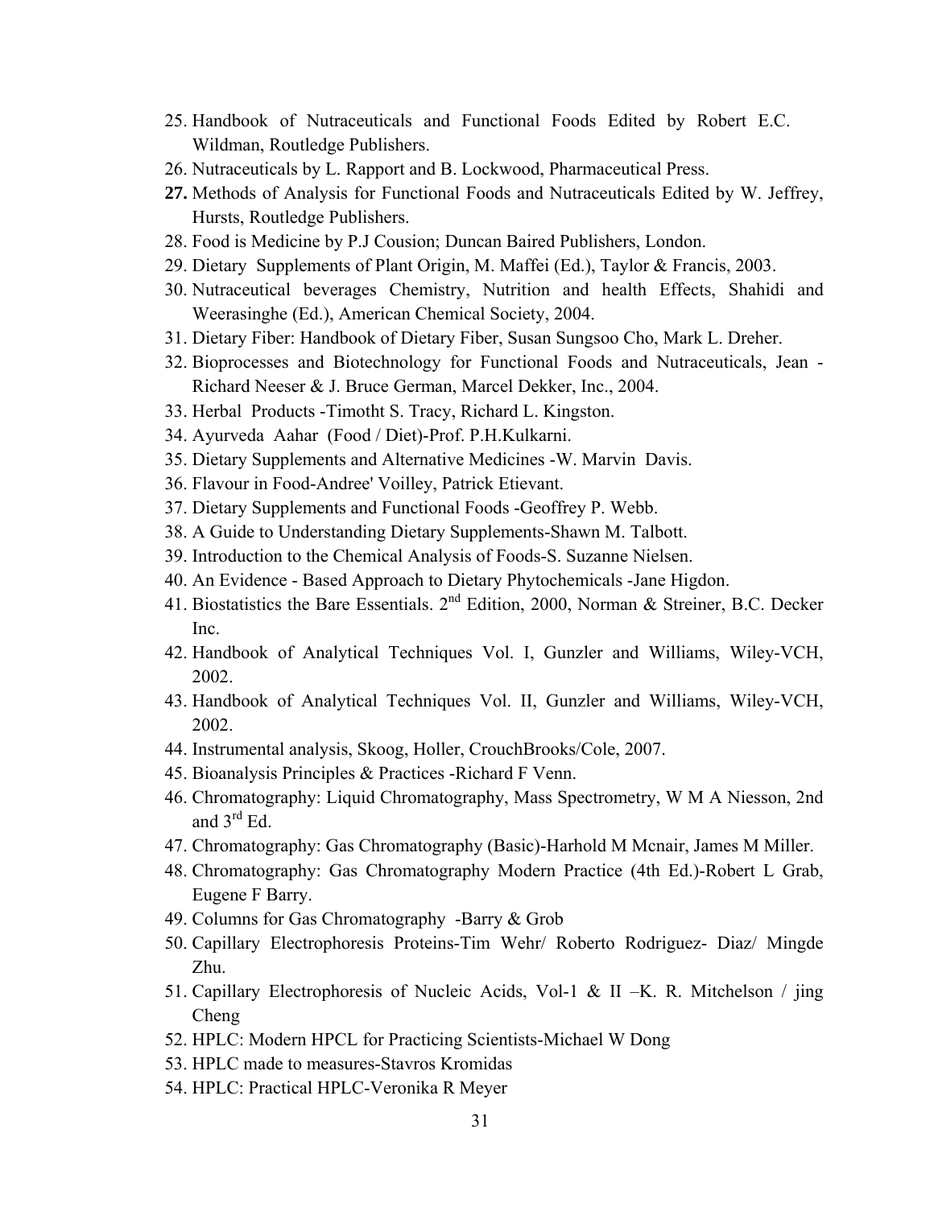25. Handbook of Nutraceuticals and Functional Foods Edited by Robert E.C. Wildman, Routledge Publishers.
26. Nutraceuticals by L. Rapport and B. Lockwood, Pharmaceutical Press.
27. Methods of Analysis for Functional Foods and Nutraceuticals Edited by W. Jeffrey, Hursts, Routledge Publishers.
28. Food is Medicine by P.J Cousion; Duncan Baired Publishers, London.
29. Dietary Supplements of Plant Origin, M. Maffei (Ed.), Taylor & Francis, 2003.
30. Nutraceutical beverages Chemistry, Nutrition and health Effects, Shahidi and Weerasinghe (Ed.), American Chemical Society, 2004.
31. Dietary Fiber: Handbook of Dietary Fiber, Susan Sungsoo Cho, Mark L. Dreher.
32. Bioprocesses and Biotechnology for Functional Foods and Nutraceuticals, Jean - Richard Neeser & J. Bruce German, Marcel Dekker, Inc., 2004.
33. Herbal Products -Timotht S. Tracy, Richard L. Kingston.
34. Ayurveda Aahar (Food / Diet)-Prof. P.H.Kulkarni.
35. Dietary Supplements and Alternative Medicines -W. Marvin Davis.
36. Flavour in Food-Andree' Voilley, Patrick Etievant.
37. Dietary Supplements and Functional Foods -Geoffrey P. Webb.
38. A Guide to Understanding Dietary Supplements-Shawn M. Talbott.
39. Introduction to the Chemical Analysis of Foods-S. Suzanne Nielsen.
40. An Evidence - Based Approach to Dietary Phytochemicals -Jane Higdon.
41. Biostatistics the Bare Essentials. 2nd Edition, 2000, Norman & Streiner, B.C. Decker Inc.
42. Handbook of Analytical Techniques Vol. I, Gunzler and Williams, Wiley-VCH, 2002.
43. Handbook of Analytical Techniques Vol. II, Gunzler and Williams, Wiley-VCH, 2002.
44. Instrumental analysis, Skoog, Holler, CrouchBrooks/Cole, 2007.
45. Bioanalysis Principles & Practices -Richard F Venn.
46. Chromatography: Liquid Chromatography, Mass Spectrometry, W M A Niesson, 2nd and 3rd Ed.
47. Chromatography: Gas Chromatography (Basic)-Harhold M Mcnair, James M Miller.
48. Chromatography: Gas Chromatography Modern Practice (4th Ed.)-Robert L Grab, Eugene F Barry.
49. Columns for Gas Chromatography -Barry & Grob
50. Capillary Electrophoresis Proteins-Tim Wehr/ Roberto Rodriguez- Diaz/ Mingde Zhu.
51. Capillary Electrophoresis of Nucleic Acids, Vol-1 & II –K. R. Mitchelson / jing Cheng
52. HPLC: Modern HPCL for Practicing Scientists-Michael W Dong
53. HPLC made to measures-Stavros Kromidas
54. HPLC: Practical HPLC-Veronika R Meyer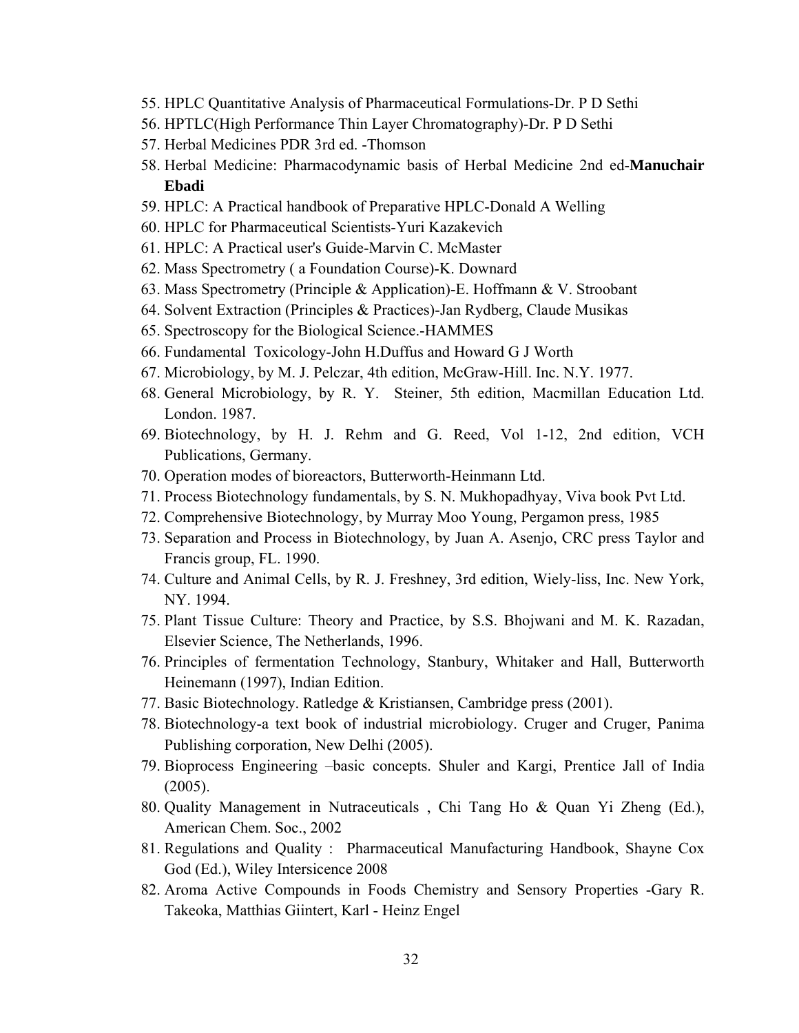55. HPLC Quantitative Analysis of Pharmaceutical Formulations-Dr. P D Sethi
56. HPTLC(High Performance Thin Layer Chromatography)-Dr. P D Sethi
57. Herbal Medicines PDR 3rd ed. -Thomson
58. Herbal Medicine: Pharmacodynamic basis of Herbal Medicine 2nd ed-**Manuchair Ebadi**
59. HPLC: A Practical handbook of Preparative HPLC-Donald A Welling
60. HPLC for Pharmaceutical Scientists-Yuri Kazakevich
61. HPLC: A Practical user's Guide-Marvin C. McMaster
62. Mass Spectrometry ( a Foundation Course)-K. Downard
63. Mass Spectrometry (Principle & Application)-E. Hoffmann & V. Stroobant
64. Solvent Extraction (Principles & Practices)-Jan Rydberg, Claude Musikas
65. Spectroscopy for the Biological Science.-HAMMES
66. Fundamental Toxicology-John H.Duffus and Howard G J Worth
67. Microbiology, by M. J. Pelczar, 4th edition, McGraw-Hill. Inc. N.Y. 1977.
68. General Microbiology, by R. Y. Steiner, 5th edition, Macmillan Education Ltd. London. 1987.
69. Biotechnology, by H. J. Rehm and G. Reed, Vol 1-12, 2nd edition, VCH Publications, Germany.
70. Operation modes of bioreactors, Butterworth-Heinmann Ltd.
71. Process Biotechnology fundamentals, by S. N. Mukhopadhyay, Viva book Pvt Ltd.
72. Comprehensive Biotechnology, by Murray Moo Young, Pergamon press, 1985
73. Separation and Process in Biotechnology, by Juan A. Asenjo, CRC press Taylor and Francis group, FL. 1990.
74. Culture and Animal Cells, by R. J. Freshney, 3rd edition, Wiely-liss, Inc. New York, NY. 1994.
75. Plant Tissue Culture: Theory and Practice, by S.S. Bhojwani and M. K. Razadan, Elsevier Science, The Netherlands, 1996.
76. Principles of fermentation Technology, Stanbury, Whitaker and Hall, Butterworth Heinemann (1997), Indian Edition.
77. Basic Biotechnology. Ratledge & Kristiansen, Cambridge press (2001).
78. Biotechnology-a text book of industrial microbiology. Cruger and Cruger, Panima Publishing corporation, New Delhi (2005).
79. Bioprocess Engineering –basic concepts. Shuler and Kargi, Prentice Jall of India (2005).
80. Quality Management in Nutraceuticals , Chi Tang Ho & Quan Yi Zheng (Ed.), American Chem. Soc., 2002
81. Regulations and Quality : Pharmaceutical Manufacturing Handbook, Shayne Cox God (Ed.), Wiley Intersicence 2008
82. Aroma Active Compounds in Foods Chemistry and Sensory Properties -Gary R. Takeoka, Matthias Giintert, Karl - Heinz Engel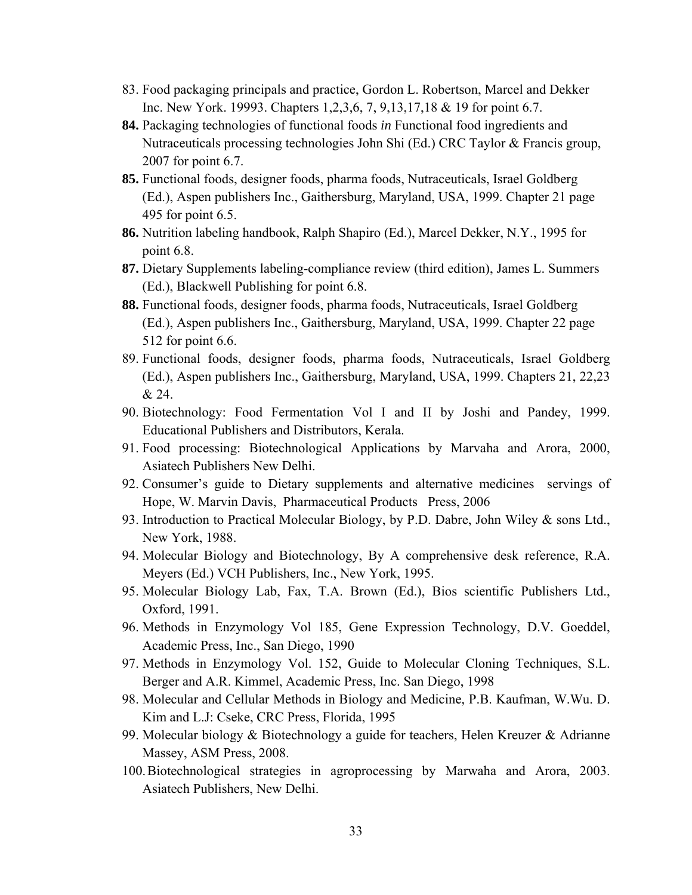83. Food packaging principals and practice, Gordon L. Robertson, Marcel and Dekker Inc. New York. 19993. Chapters 1,2,3,6, 7, 9,13,17,18 & 19 for point 6.7.
84. Packaging technologies of functional foods *in* Functional food ingredients and Nutraceuticals processing technologies John Shi (Ed.) CRC Taylor & Francis group, 2007 for point 6.7.
85. Functional foods, designer foods, pharma foods, Nutraceuticals, Israel Goldberg (Ed.), Aspen publishers Inc., Gaithersburg, Maryland, USA, 1999. Chapter 21 page 495 for point 6.5.
86. Nutrition labeling handbook, Ralph Shapiro (Ed.), Marcel Dekker, N.Y., 1995 for point 6.8.
87. Dietary Supplements labeling-compliance review (third edition), James L. Summers (Ed.), Blackwell Publishing for point 6.8.
88. Functional foods, designer foods, pharma foods, Nutraceuticals, Israel Goldberg (Ed.), Aspen publishers Inc., Gaithersburg, Maryland, USA, 1999. Chapter 22 page 512 for point 6.6.
89. Functional foods, designer foods, pharma foods, Nutraceuticals, Israel Goldberg (Ed.), Aspen publishers Inc., Gaithersburg, Maryland, USA, 1999. Chapters 21, 22,23 & 24.
90. Biotechnology: Food Fermentation Vol I and II by Joshi and Pandey, 1999. Educational Publishers and Distributors, Kerala.
91. Food processing: Biotechnological Applications by Marvaha and Arora, 2000, Asiatech Publishers New Delhi.
92. Consumer's guide to Dietary supplements and alternative medicines servings of Hope, W. Marvin Davis, Pharmaceutical Products Press, 2006
93. Introduction to Practical Molecular Biology, by P.D. Dabre, John Wiley & sons Ltd., New York, 1988.
94. Molecular Biology and Biotechnology, By A comprehensive desk reference, R.A. Meyers (Ed.) VCH Publishers, Inc., New York, 1995.
95. Molecular Biology Lab, Fax, T.A. Brown (Ed.), Bios scientific Publishers Ltd., Oxford, 1991.
96. Methods in Enzymology Vol 185, Gene Expression Technology, D.V. Goeddel, Academic Press, Inc., San Diego, 1990
97. Methods in Enzymology Vol. 152, Guide to Molecular Cloning Techniques, S.L. Berger and A.R. Kimmel, Academic Press, Inc. San Diego, 1998
98. Molecular and Cellular Methods in Biology and Medicine, P.B. Kaufman, W.Wu. D. Kim and L.J: Cseke, CRC Press, Florida, 1995
99. Molecular biology & Biotechnology a guide for teachers, Helen Kreuzer & Adrianne Massey, ASM Press, 2008.
100. Biotechnological strategies in agroprocessing by Marwaha and Arora, 2003. Asiatech Publishers, New Delhi.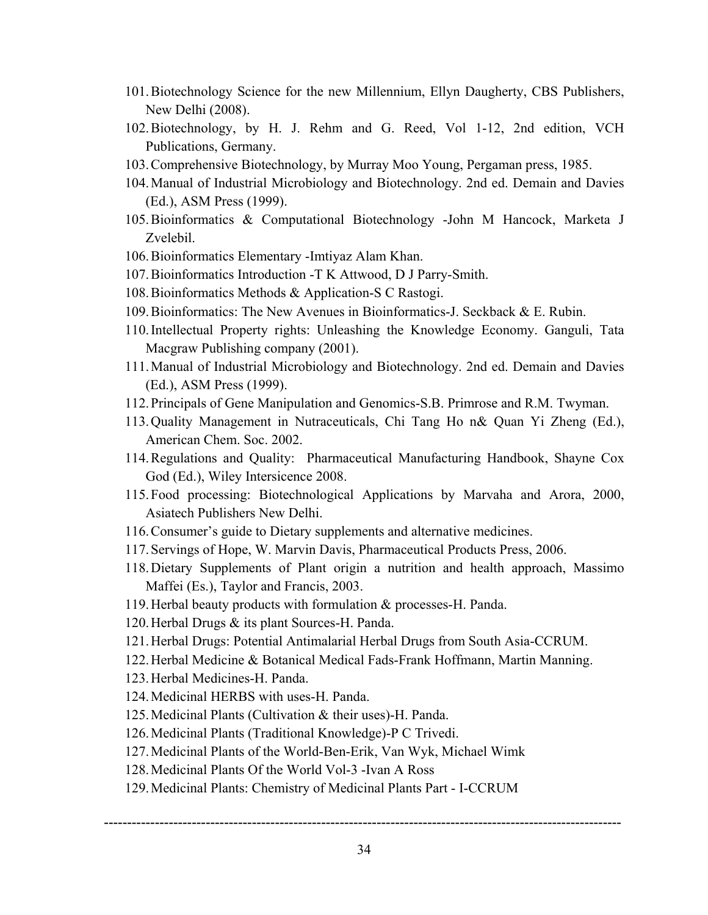101. Biotechnology Science for the new Millennium, Ellyn Daugherty, CBS Publishers, New Delhi (2008).
102. Biotechnology, by H. J. Rehm and G. Reed, Vol 1-12, 2nd edition, VCH Publications, Germany.
103. Comprehensive Biotechnology, by Murray Moo Young, Pergaman press, 1985.
104. Manual of Industrial Microbiology and Biotechnology. 2nd ed. Demain and Davies (Ed.), ASM Press (1999).
105. Bioinformatics & Computational Biotechnology -John M Hancock, Marketa J Zvelebil.
106. Bioinformatics Elementary -Imtiyaz Alam Khan.
107. Bioinformatics Introduction -T K Attwood, D J Parry-Smith.
108. Bioinformatics Methods & Application-S C Rastogi.
109. Bioinformatics: The New Avenues in Bioinformatics-J. Seckback & E. Rubin.
110. Intellectual Property rights: Unleashing the Knowledge Economy. Ganguli, Tata Macgraw Publishing company (2001).
111. Manual of Industrial Microbiology and Biotechnology. 2nd ed. Demain and Davies (Ed.), ASM Press (1999).
112. Principals of Gene Manipulation and Genomics-S.B. Primrose and R.M. Twyman.
113. Quality Management in Nutraceuticals, Chi Tang Ho n& Quan Yi Zheng (Ed.), American Chem. Soc. 2002.
114. Regulations and Quality: Pharmaceutical Manufacturing Handbook, Shayne Cox God (Ed.), Wiley Intersicence 2008.
115. Food processing: Biotechnological Applications by Marvaha and Arora, 2000, Asiatech Publishers New Delhi.
116. Consumer's guide to Dietary supplements and alternative medicines.
117. Servings of Hope, W. Marvin Davis, Pharmaceutical Products Press, 2006.
118. Dietary Supplements of Plant origin a nutrition and health approach, Massimo Maffei (Es.), Taylor and Francis, 2003.
119. Herbal beauty products with formulation & processes-H. Panda.
120. Herbal Drugs & its plant Sources-H. Panda.
121. Herbal Drugs: Potential Antimalarial Herbal Drugs from South Asia-CCRUM.
122. Herbal Medicine & Botanical Medical Fads-Frank Hoffmann, Martin Manning.
123. Herbal Medicines-H. Panda.
124. Medicinal HERBS with uses-H. Panda.
125. Medicinal Plants (Cultivation & their uses)-H. Panda.
126. Medicinal Plants (Traditional Knowledge)-P C Trivedi.
127. Medicinal Plants of the World-Ben-Erik, Van Wyk, Michael Wimk
128. Medicinal Plants Of the World Vol-3 -Ivan A Ross
129. Medicinal Plants: Chemistry of Medicinal Plants Part - I-CCRUM

---